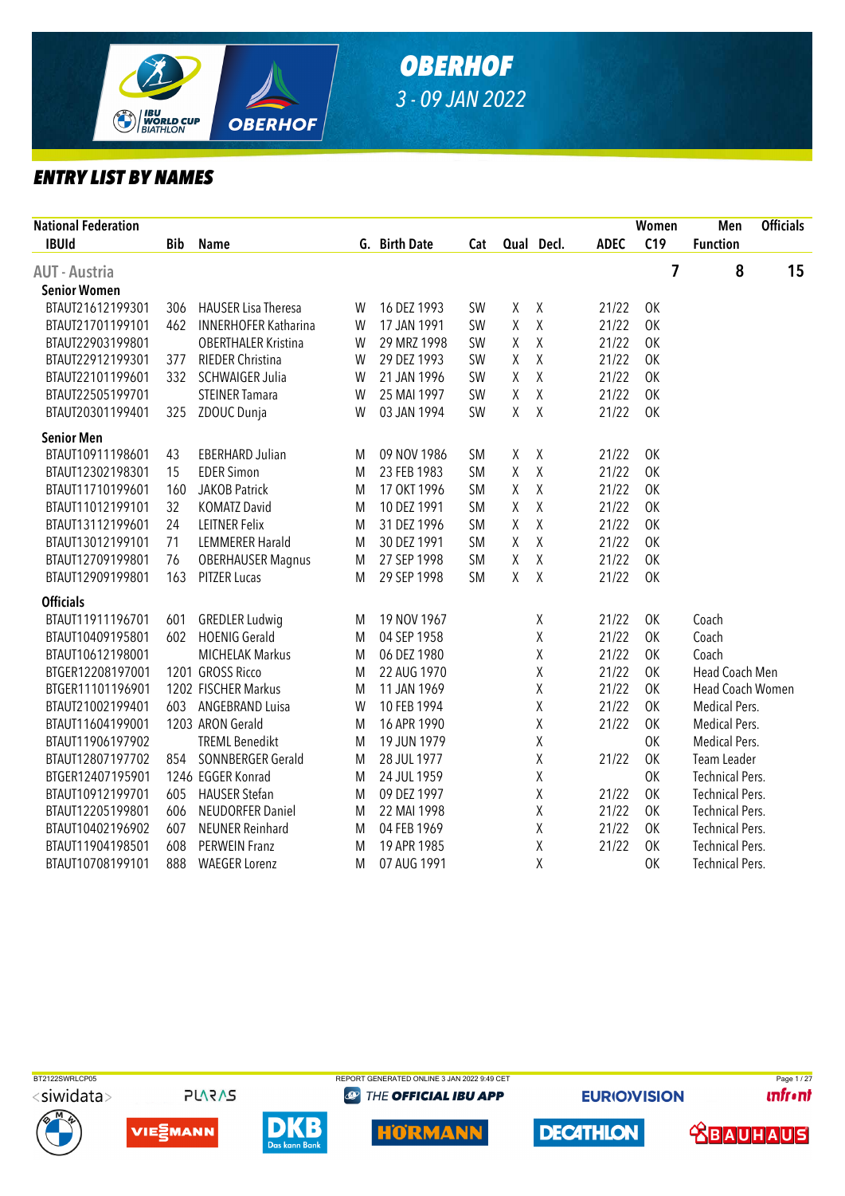# OBERHOF

3 - 09 JAN 2022

## ENTRY LIST BY NAMES

| National Federation IBUId | Bib | Name | G. | Birth Date | Cat | Qual | Decl. | ADEC | C19 | Function |
|---|---|---|---|---|---|---|---|---|---|---|
| **AUT - Austria** | | | | | | | | Women 7 | Men 8 | Officials 15 |
| **Senior Women** | | | | | | | | | | |
| BTAUT21612199301 | 306 | HAUSER Lisa Theresa | W | 16 DEZ 1993 | SW | X | X | 21/22 | OK | |
| BTAUT21701199101 | 462 | INNERHOFER Katharina | W | 17 JAN 1991 | SW | X | X | 21/22 | OK | |
| BTAUT22903199801 | | OBERTHALER Kristina | W | 29 MRZ 1998 | SW | X | X | 21/22 | OK | |
| BTAUT22912199301 | 377 | RIEDER Christina | W | 29 DEZ 1993 | SW | X | X | 21/22 | OK | |
| BTAUT22101199601 | 332 | SCHWAIGER Julia | W | 21 JAN 1996 | SW | X | X | 21/22 | OK | |
| BTAUT22505199701 | | STEINER Tamara | W | 25 MAI 1997 | SW | X | X | 21/22 | OK | |
| BTAUT20301199401 | 325 | ZDOUC Dunja | W | 03 JAN 1994 | SW | X | X | 21/22 | OK | |
| **Senior Men** | | | | | | | | | | |
| BTAUT10911198601 | 43 | EBERHARD Julian | M | 09 NOV 1986 | SM | X | X | 21/22 | OK | |
| BTAUT12302198301 | 15 | EDER Simon | M | 23 FEB 1983 | SM | X | X | 21/22 | OK | |
| BTAUT11710199601 | 160 | JAKOB Patrick | M | 17 OKT 1996 | SM | X | X | 21/22 | OK | |
| BTAUT11012199101 | 32 | KOMATZ David | M | 10 DEZ 1991 | SM | X | X | 21/22 | OK | |
| BTAUT13112199601 | 24 | LEITNER Felix | M | 31 DEZ 1996 | SM | X | X | 21/22 | OK | |
| BTAUT13012199101 | 71 | LEMMERER Harald | M | 30 DEZ 1991 | SM | X | X | 21/22 | OK | |
| BTAUT12709199801 | 76 | OBERHAUSER Magnus | M | 27 SEP 1998 | SM | X | X | 21/22 | OK | |
| BTAUT12909199801 | 163 | PITZER Lucas | M | 29 SEP 1998 | SM | X | X | 21/22 | OK | |
| **Officials** | | | | | | | | | | |
| BTAUT11911196701 | 601 | GREDLER Ludwig | M | 19 NOV 1967 | | | X | 21/22 | OK | Coach |
| BTAUT10409195801 | 602 | HOENIG Gerald | M | 04 SEP 1958 | | | X | 21/22 | OK | Coach |
| BTAUT10612198001 | | MICHELAK Markus | M | 06 DEZ 1980 | | | X | 21/22 | OK | Coach |
| BTGER12208197001 | 1201 | GROSS Ricco | M | 22 AUG 1970 | | | X | 21/22 | OK | Head Coach Men |
| BTGER11101196901 | 1202 | FISCHER Markus | M | 11 JAN 1969 | | | X | 21/22 | OK | Head Coach Women |
| BTAUT21002199401 | 603 | ANGEBRAND Luisa | W | 10 FEB 1994 | | | X | 21/22 | OK | Medical Pers. |
| BTAUT11604199001 | 1203 | ARON Gerald | M | 16 APR 1990 | | | X | 21/22 | OK | Medical Pers. |
| BTAUT11906197902 | | TREML Benedikt | M | 19 JUN 1979 | | | X | | OK | Medical Pers. |
| BTAUT12807197702 | 854 | SONNBERGER Gerald | M | 28 JUL 1977 | | | X | 21/22 | OK | Team Leader |
| BTGER12407195901 | 1246 | EGGER Konrad | M | 24 JUL 1959 | | | X | | OK | Technical Pers. |
| BTAUT10912199701 | 605 | HAUSER Stefan | M | 09 DEZ 1997 | | | X | 21/22 | OK | Technical Pers. |
| BTAUT12205199801 | 606 | NEUDORFER Daniel | M | 22 MAI 1998 | | | X | 21/22 | OK | Technical Pers. |
| BTAUT10402196902 | 607 | NEUNER Reinhard | M | 04 FEB 1969 | | | X | 21/22 | OK | Technical Pers. |
| BTAUT11904198501 | 608 | PERWEIN Franz | M | 19 APR 1985 | | | X | 21/22 | OK | Technical Pers. |
| BTAUT10708199101 | 888 | WAEGER Lorenz | M | 07 AUG 1991 | | | X | | OK | Technical Pers. |

BT2122SWRLCP05 REPORT GENERATED ONLINE 3 JAN 2022 9:49 CET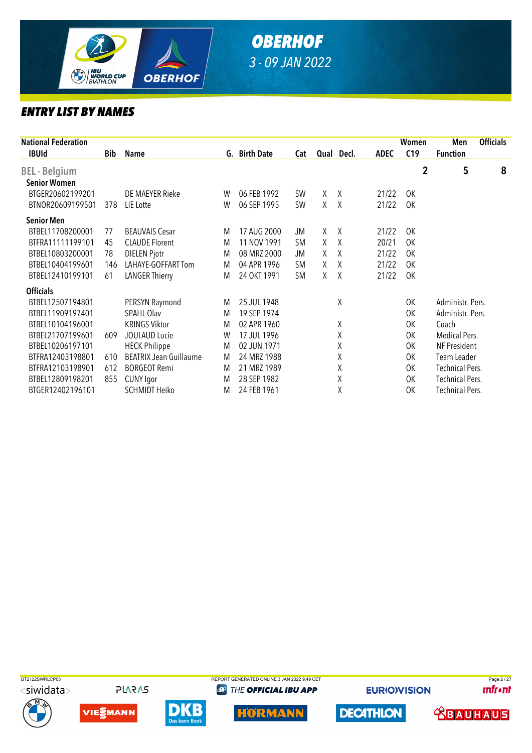# OBERHOF

*3 - 09 JAN 2022*

## ENTRY LIST BY NAMES

| National Federation | | | | | | | | | Women | Men | Officials |
|---|---|---|---|---|---|---|---|---|---|---|---|
| IBUId | Bib | Name | G. | Birth Date | Cat | Qual | Decl. | ADEC | C19 | Function | |
| **BEL - Belgium** | | | | | | | | | 2 | 5 | 8 |
| **Senior Women** | | | | | | | | | | | |
| BTGER20602199201 | | DE MAEYER Rieke | W | 06 FEB 1992 | SW | X | X | 21/22 | OK | | |
| BTNOR20609199501 | 378 | LIE Lotte | W | 06 SEP 1995 | SW | X | X | 21/22 | OK | | |
| **Senior Men** | | | | | | | | | | | |
| BTBEL11708200001 | 77 | BEAUVAIS Cesar | M | 17 AUG 2000 | JM | X | X | 21/22 | OK | | |
| BTFRA11111199101 | 45 | CLAUDE Florent | M | 11 NOV 1991 | SM | X | X | 20/21 | OK | | |
| BTBEL10803200001 | 78 | DIELEN Pjotr | M | 08 MRZ 2000 | JM | X | X | 21/22 | OK | | |
| BTBEL10404199601 | 146 | LAHAYE-GOFFART Tom | M | 04 APR 1996 | SM | X | X | 21/22 | OK | | |
| BTBEL12410199101 | 61 | LANGER Thierry | M | 24 OKT 1991 | SM | X | X | 21/22 | OK | | |
| **Officials** | | | | | | | | | | | |
| BTBEL12507194801 | | PERSYN Raymond | M | 25 JUL 1948 | | | X | | OK | Administr. Pers. | |
| BTBEL11909197401 | | SPAHL Olav | M | 19 SEP 1974 | | | | | OK | Administr. Pers. | |
| BTBEL10104196001 | | KRINGS Viktor | M | 02 APR 1960 | | | X | | OK | Coach | |
| BTBEL21707199601 | 609 | JOULAUD Lucie | W | 17 JUL 1996 | | | X | | OK | Medical Pers. | |
| BTBEL10206197101 | | HECK Philippe | M | 02 JUN 1971 | | | X | | OK | NF President | |
| BTFRA12403198801 | 610 | BEATRIX Jean Guillaume | M | 24 MRZ 1988 | | | X | | OK | Team Leader | |
| BTFRA12103198901 | 612 | BORGEOT Remi | M | 21 MRZ 1989 | | | X | | OK | Technical Pers. | |
| BTBEL12809198201 | 855 | CUNY Igor | M | 28 SEP 1982 | | | X | | OK | Technical Pers. | |
| BTGER12402196101 | | SCHMIDT Heiko | M | 24 FEB 1961 | | | X | | OK | Technical Pers. | |

BT2122SWRLCP05 REPORT GENERATED ONLINE 3 JAN 2022 9:49 CET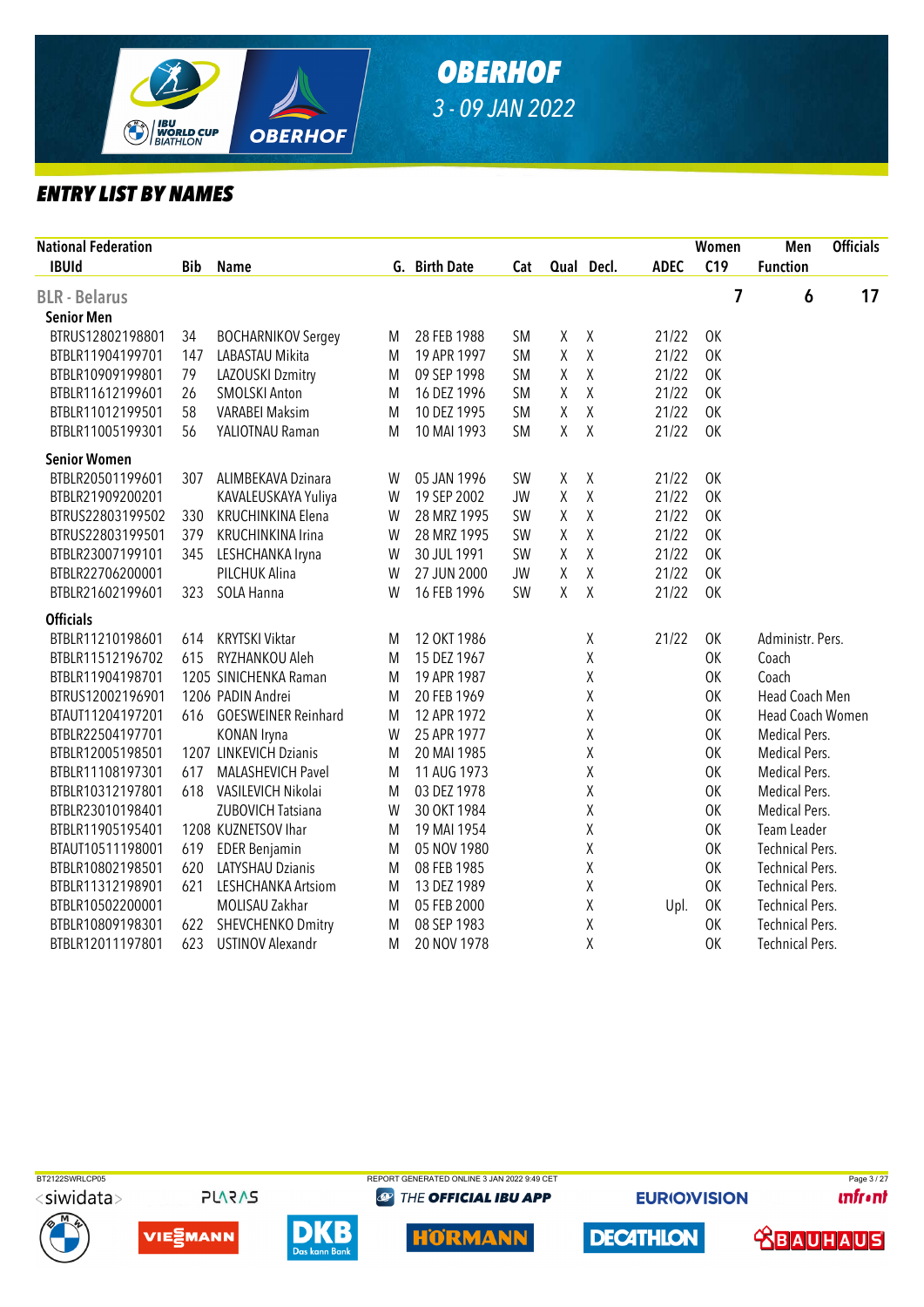# OBERHOF

*3 - 09 JAN 2022*

## ENTRY LIST BY NAMES

| National Federation | | | | | | | | | Women | Men | Officials |
|---|---|---|---|---|---|---|---|---|---|---|---|
| IBUId | Bib | Name | G. | Birth Date | Cat | Qual | Decl. | ADEC | C19 | Function | |
| **BLR - Belarus** | | | | | | | | | 7 | 6 | 17 |
| **Senior Men** | | | | | | | | | | | |
| BTRUS12802198801 | 34 | BOCHARNIKOV Sergey | M | 28 FEB 1988 | SM | X | X | 21/22 | OK | | |
| BTBLR11904199701 | 147 | LABASTAU Mikita | M | 19 APR 1997 | SM | X | X | 21/22 | OK | | |
| BTBLR10909199801 | 79 | LAZOUSKI Dzmitry | M | 09 SEP 1998 | SM | X | X | 21/22 | OK | | |
| BTBLR11612199601 | 26 | SMOLSKI Anton | M | 16 DEZ 1996 | SM | X | X | 21/22 | OK | | |
| BTBLR11012199501 | 58 | VARABEI Maksim | M | 10 DEZ 1995 | SM | X | X | 21/22 | OK | | |
| BTBLR11005199301 | 56 | YALIOTNAU Raman | M | 10 MAI 1993 | SM | X | X | 21/22 | OK | | |
| **Senior Women** | | | | | | | | | | | |
| BTBLR20501199601 | 307 | ALIMBEKAVA Dzinara | W | 05 JAN 1996 | SW | X | X | 21/22 | OK | | |
| BTBLR21909200201 | | KAVALEUSKAYA Yuliya | W | 19 SEP 2002 | JW | X | X | 21/22 | OK | | |
| BTRUS22803199502 | 330 | KRUCHINKINA Elena | W | 28 MRZ 1995 | SW | X | X | 21/22 | OK | | |
| BTRUS22803199501 | 379 | KRUCHINKINA Irina | W | 28 MRZ 1995 | SW | X | X | 21/22 | OK | | |
| BTBLR23007199101 | 345 | LESHCHANKA Iryna | W | 30 JUL 1991 | SW | X | X | 21/22 | OK | | |
| BTBLR22706200001 | | PILCHUK Alina | W | 27 JUN 2000 | JW | X | X | 21/22 | OK | | |
| BTBLR21602199601 | 323 | SOLA Hanna | W | 16 FEB 1996 | SW | X | X | 21/22 | OK | | |
| **Officials** | | | | | | | | | | | |
| BTBLR11210198601 | 614 | KRYTSKI Viktar | M | 12 OKT 1986 | | | X | 21/22 | OK | Administr. Pers. | |
| BTBLR11512196702 | 615 | RYZHANKOU Aleh | M | 15 DEZ 1967 | | | X | | OK | Coach | |
| BTBLR11904198701 | 1205 | SINICHENKA Raman | M | 19 APR 1987 | | | X | | OK | Coach | |
| BTRUS12002196901 | 1206 | PADIN Andrei | M | 20 FEB 1969 | | | X | | OK | Head Coach Men | |
| BTAUT11204197201 | 616 | GOESWEINER Reinhard | M | 12 APR 1972 | | | X | | OK | Head Coach Women | |
| BTBLR22504197701 | | KONAN Iryna | W | 25 APR 1977 | | | X | | OK | Medical Pers. | |
| BTBLR12005198501 | 1207 | LINKEVICH Dzianis | M | 20 MAI 1985 | | | X | | OK | Medical Pers. | |
| BTBLR11108197301 | 617 | MALASHEVICH Pavel | M | 11 AUG 1973 | | | X | | OK | Medical Pers. | |
| BTBLR10312197801 | 618 | VASILEVICH Nikolai | M | 03 DEZ 1978 | | | X | | OK | Medical Pers. | |
| BTBLR23010198401 | | ZUBOVICH Tatsiana | W | 30 OKT 1984 | | | X | | OK | Medical Pers. | |
| BTBLR11905195401 | 1208 | KUZNETSOV Ihar | M | 19 MAI 1954 | | | X | | OK | Team Leader | |
| BTAUT10511198001 | 619 | EDER Benjamin | M | 05 NOV 1980 | | | X | | OK | Technical Pers. | |
| BTBLR10802198501 | 620 | LATYSHAU Dzianis | M | 08 FEB 1985 | | | X | | OK | Technical Pers. | |
| BTBLR11312198901 | 621 | LESHCHANKA Artsiom | M | 13 DEZ 1989 | | | X | | OK | Technical Pers. | |
| BTBLR10502200001 | | MOLISAU Zakhar | M | 05 FEB 2000 | | | X | Upl. | OK | Technical Pers. | |
| BTBLR10809198301 | 622 | SHEVCHENKO Dmitry | M | 08 SEP 1983 | | | X | | OK | Technical Pers. | |
| BTBLR12011197801 | 623 | USTINOV Alexandr | M | 20 NOV 1978 | | | X | | OK | Technical Pers. | |

BT2122SWRLCP05 REPORT GENERATED ONLINE 3 JAN 2022 9:49 CET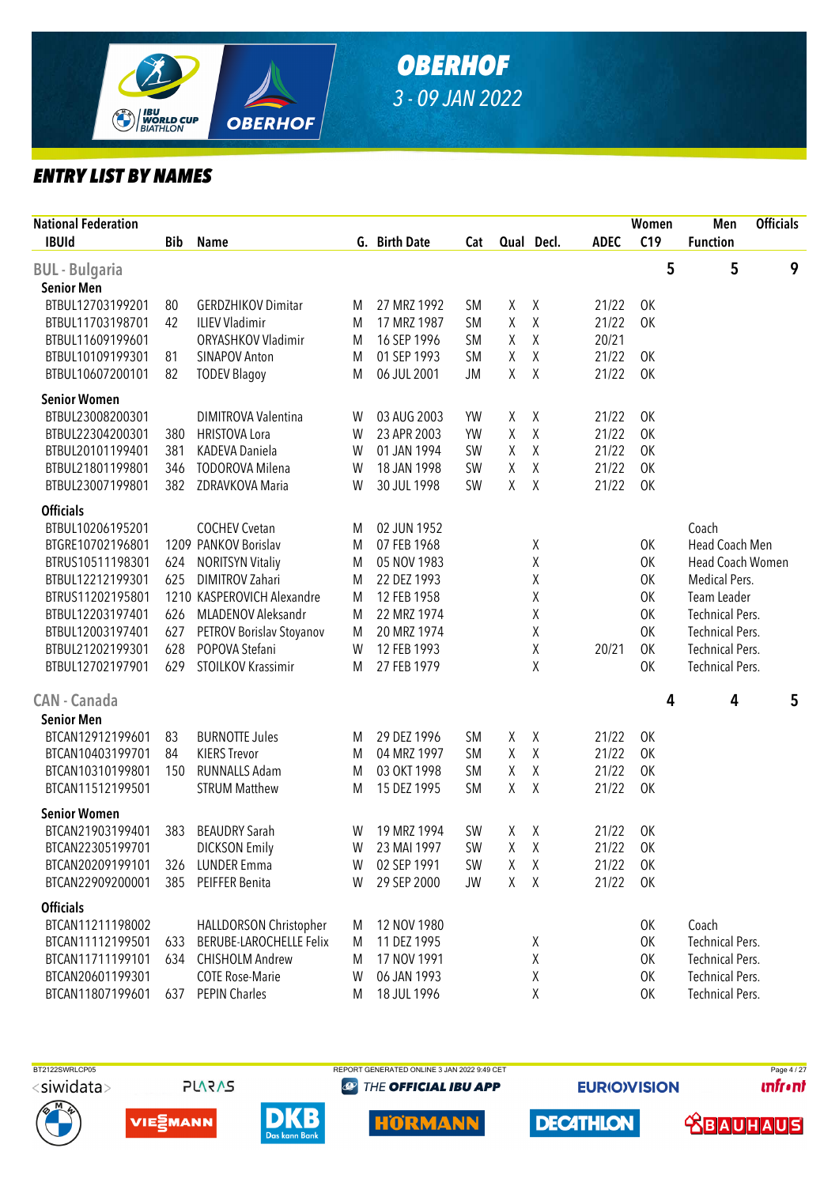# OBERHOF

*3 - 09 JAN 2022*

## ENTRY LIST BY NAMES

| National Federation | | | | | | | | | Women | Men | Officials |
|---|---|---|---|---|---|---|---|---|---|---|---|
| IBUId | Bib | Name | G. | Birth Date | Cat | Qual | Decl. | ADEC | C19 | Function | |
| **BUL - Bulgaria** | | | | | | | | | 5 | 5 | 9 |
| **Senior Men** | | | | | | | | | | | |
| BTBUL12703199201 | 80 | GERDZHIKOV Dimitar | M | 27 MRZ 1992 | SM | X | X | 21/22 | OK | | |
| BTBUL11703198701 | 42 | ILIEV Vladimir | M | 17 MRZ 1987 | SM | X | X | 21/22 | OK | | |
| BTBUL11609199601 | | ORYASHKOV Vladimir | M | 16 SEP 1996 | SM | X | X | 20/21 | | | |
| BTBUL10109199301 | 81 | SINAPOV Anton | M | 01 SEP 1993 | SM | X | X | 21/22 | OK | | |
| BTBUL10607200101 | 82 | TODEV Blagoy | M | 06 JUL 2001 | JM | X | X | 21/22 | OK | | |
| **Senior Women** | | | | | | | | | | | |
| BTBUL23008200301 | | DIMITROVA Valentina | W | 03 AUG 2003 | YW | X | X | 21/22 | OK | | |
| BTBUL22304200301 | 380 | HRISTOVA Lora | W | 23 APR 2003 | YW | X | X | 21/22 | OK | | |
| BTBUL20101199401 | 381 | KADEVA Daniela | W | 01 JAN 1994 | SW | X | X | 21/22 | OK | | |
| BTBUL21801199801 | 346 | TODOROVA Milena | W | 18 JAN 1998 | SW | X | X | 21/22 | OK | | |
| BTBUL23007199801 | 382 | ZDRAVKOVA Maria | W | 30 JUL 1998 | SW | X | X | 21/22 | OK | | |
| **Officials** | | | | | | | | | | | |
| BTBUL10206195201 | | COCHEV Cvetan | M | 02 JUN 1952 | | | | | | Coach | |
| BTGRE10702196801 | 1209 | PANKOV Borislav | M | 07 FEB 1968 | | | X | | OK | Head Coach Men | |
| BTRUS10511198301 | 624 | NORITSYN Vitaliy | M | 05 NOV 1983 | | | X | | OK | Head Coach Women | |
| BTBUL12212199301 | 625 | DIMITROV Zahari | M | 22 DEZ 1993 | | | X | | OK | Medical Pers. | |
| BTRUS11202195801 | 1210 | KASPEROVICH Alexandre | M | 12 FEB 1958 | | | X | | OK | Team Leader | |
| BTBUL12203197401 | 626 | MLADENOV Aleksandr | M | 22 MRZ 1974 | | | X | | OK | Technical Pers. | |
| BTBUL12003197401 | 627 | PETROV Borislav Stoyanov | M | 20 MRZ 1974 | | | X | | OK | Technical Pers. | |
| BTBUL21202199301 | 628 | POPOVA Stefani | W | 12 FEB 1993 | | | X | 20/21 | OK | Technical Pers. | |
| BTBUL12702197901 | 629 | STOILKOV Krassimir | M | 27 FEB 1979 | | | X | | OK | Technical Pers. | |
| **CAN - Canada** | | | | | | | | | 4 | 4 | 5 |
| **Senior Men** | | | | | | | | | | | |
| BTCAN12912199601 | 83 | BURNOTTE Jules | M | 29 DEZ 1996 | SM | X | X | 21/22 | OK | | |
| BTCAN10403199701 | 84 | KIERS Trevor | M | 04 MRZ 1997 | SM | X | X | 21/22 | OK | | |
| BTCAN10310199801 | 150 | RUNNALLS Adam | M | 03 OKT 1998 | SM | X | X | 21/22 | OK | | |
| BTCAN11512199501 | | STRUM Matthew | M | 15 DEZ 1995 | SM | X | X | 21/22 | OK | | |
| **Senior Women** | | | | | | | | | | | |
| BTCAN21903199401 | 383 | BEAUDRY Sarah | W | 19 MRZ 1994 | SW | X | X | 21/22 | OK | | |
| BTCAN22305199701 | | DICKSON Emily | W | 23 MAI 1997 | SW | X | X | 21/22 | OK | | |
| BTCAN20209199101 | 326 | LUNDER Emma | W | 02 SEP 1991 | SW | X | X | 21/22 | OK | | |
| BTCAN22909200001 | 385 | PEIFFER Benita | W | 29 SEP 2000 | JW | X | X | 21/22 | OK | | |
| **Officials** | | | | | | | | | | | |
| BTCAN11211198002 | | HALLDORSON Christopher | M | 12 NOV 1980 | | | | | OK | Coach | |
| BTCAN11112199501 | 633 | BERUBE-LAROCHELLE Felix | M | 11 DEZ 1995 | | | X | | OK | Technical Pers. | |
| BTCAN11711199101 | 634 | CHISHOLM Andrew | M | 17 NOV 1991 | | | X | | OK | Technical Pers. | |
| BTCAN20601199301 | | COTE Rose-Marie | W | 06 JAN 1993 | | | X | | OK | Technical Pers. | |
| BTCAN11807199601 | 637 | PEPIN Charles | M | 18 JUL 1996 | | | X | | OK | Technical Pers. | |

BT2122SWRLCP05 REPORT GENERATED ONLINE 3 JAN 2022 9:49 CET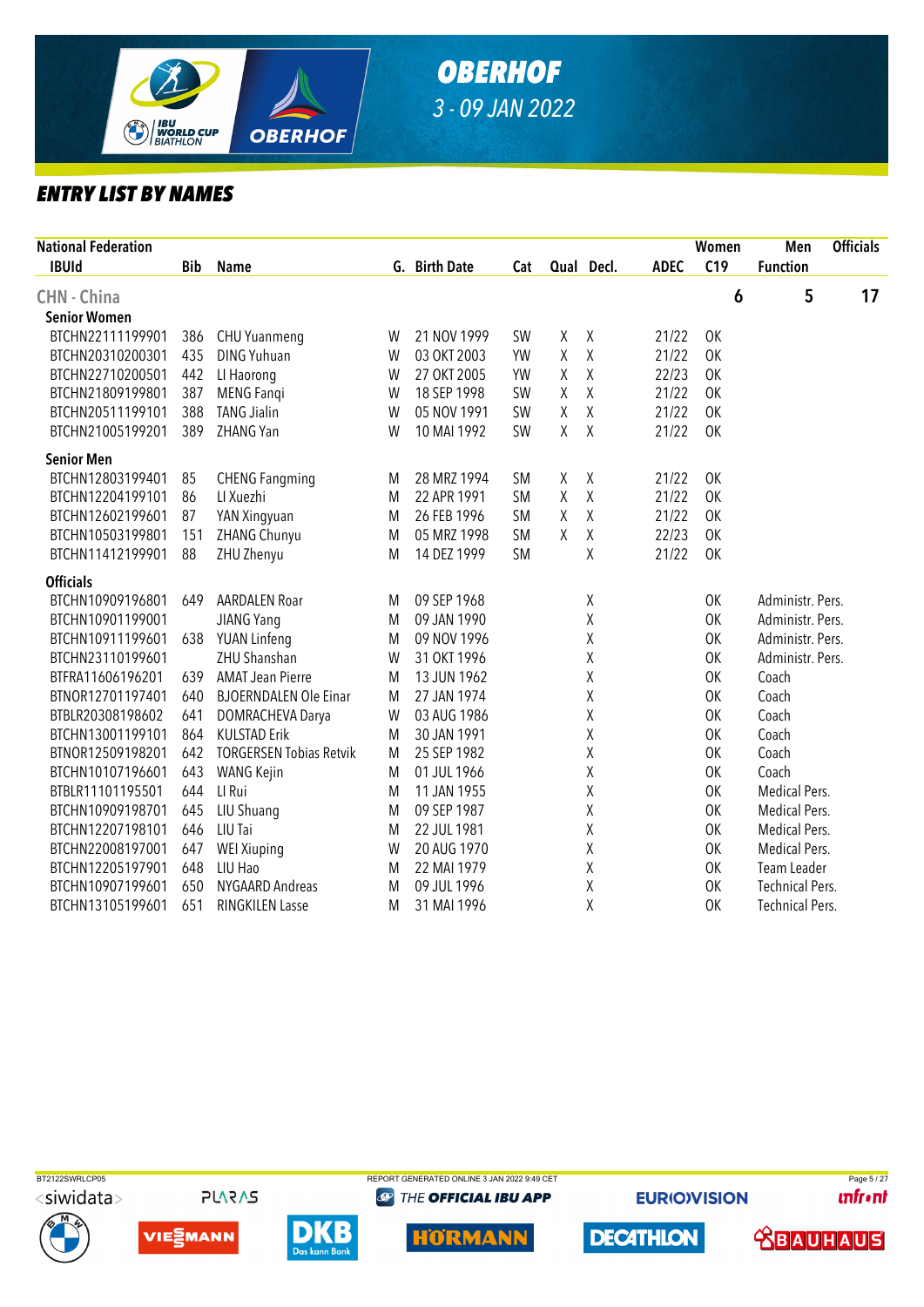# OBERHOF

*3 - 09 JAN 2022*

## ENTRY LIST BY NAMES

| National Federation | | | | | | | | | Women | Men | Officials |
|---|---|---|---|---|---|---|---|---|---|---|---|
| IBUId | Bib | Name | G. | Birth Date | Cat | Qual | Decl. | ADEC | C19 | Function | |
| **CHN - China** | | | | | | | | | 6 | 5 | 17 |
| **Senior Women** | | | | | | | | | | | |
| BTCHN22111199901 | 386 | CHU Yuanmeng | W | 21 NOV 1999 | SW | X | X | 21/22 | OK | | |
| BTCHN20310200301 | 435 | DING Yuhuan | W | 03 OKT 2003 | YW | X | X | 21/22 | OK | | |
| BTCHN22710200501 | 442 | LI Haorong | W | 27 OKT 2005 | YW | X | X | 22/23 | OK | | |
| BTCHN21809199801 | 387 | MENG Fanqi | W | 18 SEP 1998 | SW | X | X | 21/22 | OK | | |
| BTCHN20511199101 | 388 | TANG Jialin | W | 05 NOV 1991 | SW | X | X | 21/22 | OK | | |
| BTCHN21005199201 | 389 | ZHANG Yan | W | 10 MAI 1992 | SW | X | X | 21/22 | OK | | |
| **Senior Men** | | | | | | | | | | | |
| BTCHN12803199401 | 85 | CHENG Fangming | M | 28 MRZ 1994 | SM | X | X | 21/22 | OK | | |
| BTCHN12204199101 | 86 | LI Xuezhi | M | 22 APR 1991 | SM | X | X | 21/22 | OK | | |
| BTCHN12602199601 | 87 | YAN Xingyuan | M | 26 FEB 1996 | SM | X | X | 21/22 | OK | | |
| BTCHN10503199801 | 151 | ZHANG Chunyu | M | 05 MRZ 1998 | SM | X | X | 22/23 | OK | | |
| BTCHN11412199901 | 88 | ZHU Zhenyu | M | 14 DEZ 1999 | SM | | X | 21/22 | OK | | |
| **Officials** | | | | | | | | | | | |
| BTCHN10909196801 | 649 | AARDALEN Roar | M | 09 SEP 1968 | | | X | | OK | Administr. Pers. | |
| BTCHN10901199001 | | JIANG Yang | M | 09 JAN 1990 | | | X | | OK | Administr. Pers. | |
| BTCHN10911199601 | 638 | YUAN Linfeng | M | 09 NOV 1996 | | | X | | OK | Administr. Pers. | |
| BTCHN23110199601 | | ZHU Shanshan | W | 31 OKT 1996 | | | X | | OK | Administr. Pers. | |
| BTFRA11606196201 | 639 | AMAT Jean Pierre | M | 13 JUN 1962 | | | X | | OK | Coach | |
| BTNOR12701197401 | 640 | BJOERNDALEN Ole Einar | M | 27 JAN 1974 | | | X | | OK | Coach | |
| BTBLR20308198602 | 641 | DOMRACHEVA Darya | W | 03 AUG 1986 | | | X | | OK | Coach | |
| BTCHN13001199101 | 864 | KULSTAD Erik | M | 30 JAN 1991 | | | X | | OK | Coach | |
| BTNOR12509198201 | 642 | TORGERSEN Tobias Retvik | M | 25 SEP 1982 | | | X | | OK | Coach | |
| BTCHN10107196601 | 643 | WANG Kejin | M | 01 JUL 1966 | | | X | | OK | Coach | |
| BTBLR11101195501 | 644 | LI Rui | M | 11 JAN 1955 | | | X | | OK | Medical Pers. | |
| BTCHN10909198701 | 645 | LIU Shuang | M | 09 SEP 1987 | | | X | | OK | Medical Pers. | |
| BTCHN12207198101 | 646 | LIU Tai | M | 22 JUL 1981 | | | X | | OK | Medical Pers. | |
| BTCHN22008197001 | 647 | WEI Xiuping | W | 20 AUG 1970 | | | X | | OK | Medical Pers. | |
| BTCHN12205197901 | 648 | LIU Hao | M | 22 MAI 1979 | | | X | | OK | Team Leader | |
| BTCHN10907199601 | 650 | NYGAARD Andreas | M | 09 JUL 1996 | | | X | | OK | Technical Pers. | |
| BTCHN13105199601 | 651 | RINGKILEN Lasse | M | 31 MAI 1996 | | | X | | OK | Technical Pers. | |

BT2122SWRLCP05 REPORT GENERATED ONLINE 3 JAN 2022 9:49 CET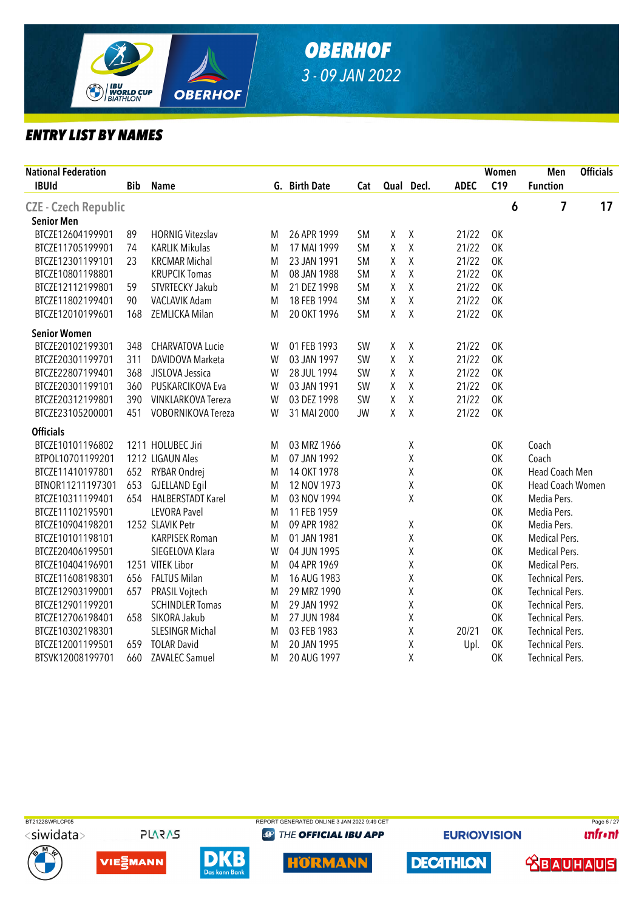# OBERHOF

*3 - 09 JAN 2022*

## ENTRY LIST BY NAMES

| National Federation IBUId | Bib | Name | G. | Birth Date | Cat | Qual | Decl. | ADEC | Women C19 | Men Function | Officials |
|---|---|---|---|---|---|---|---|---|---|---|---|
| **CZE - Czech Republic** | | | | | | | | | 6 | 7 | 17 |
| **Senior Men** | | | | | | | | | | | |
| BTCZE12604199901 | 89 | HORNIG Vitezslav | M | 26 APR 1999 | SM | X | X | 21/22 | OK | | |
| BTCZE11705199901 | 74 | KARLIK Mikulas | M | 17 MAI 1999 | SM | X | X | 21/22 | OK | | |
| BTCZE12301199101 | 23 | KRCMAR Michal | M | 23 JAN 1991 | SM | X | X | 21/22 | OK | | |
| BTCZE10801198801 | | KRUPCIK Tomas | M | 08 JAN 1988 | SM | X | X | 21/22 | OK | | |
| BTCZE12112199801 | 59 | STVRTECKY Jakub | M | 21 DEZ 1998 | SM | X | X | 21/22 | OK | | |
| BTCZE11802199401 | 90 | VACLAVIK Adam | M | 18 FEB 1994 | SM | X | X | 21/22 | OK | | |
| BTCZE12010199601 | 168 | ZEMLICKA Milan | M | 20 OKT 1996 | SM | X | X | 21/22 | OK | | |
| **Senior Women** | | | | | | | | | | | |
| BTCZE20102199301 | 348 | CHARVATOVA Lucie | W | 01 FEB 1993 | SW | X | X | 21/22 | OK | | |
| BTCZE20301199701 | 311 | DAVIDOVA Marketa | W | 03 JAN 1997 | SW | X | X | 21/22 | OK | | |
| BTCZE22807199401 | 368 | JISLOVA Jessica | W | 28 JUL 1994 | SW | X | X | 21/22 | OK | | |
| BTCZE20301199101 | 360 | PUSKARCIKOVA Eva | W | 03 JAN 1991 | SW | X | X | 21/22 | OK | | |
| BTCZE20312199801 | 390 | VINKLARKOVA Tereza | W | 03 DEZ 1998 | SW | X | X | 21/22 | OK | | |
| BTCZE23105200001 | 451 | VOBORNIKOVA Tereza | W | 31 MAI 2000 | JW | X | X | 21/22 | OK | | |
| **Officials** | | | | | | | | | | | |
| BTCZE10101196802 | 1211 | HOLUBEC Jiri | M | 03 MRZ 1966 | | | X | | OK | Coach | |
| BTPOL10701199201 | 1212 | LIGAUN Ales | M | 07 JAN 1992 | | | X | | OK | Coach | |
| BTCZE11410197801 | 652 | RYBAR Ondrej | M | 14 OKT 1978 | | | X | | OK | Head Coach Men | |
| BTNOR11211197301 | 653 | GJELLAND Egil | M | 12 NOV 1973 | | | X | | OK | Head Coach Women | |
| BTCZE10311199401 | 654 | HALBERSTADT Karel | M | 03 NOV 1994 | | | X | | OK | Media Pers. | |
| BTCZE11102195901 | | LEVORA Pavel | M | 11 FEB 1959 | | | | | OK | Media Pers. | |
| BTCZE10904198201 | 1252 | SLAVIK Petr | M | 09 APR 1982 | | | X | | OK | Media Pers. | |
| BTCZE10101198101 | | KARPISEK Roman | M | 01 JAN 1981 | | | X | | OK | Medical Pers. | |
| BTCZE20406199501 | | SIEGELOVA Klara | W | 04 JUN 1995 | | | X | | OK | Medical Pers. | |
| BTCZE10404196901 | 1251 | VITEK Libor | M | 04 APR 1969 | | | X | | OK | Medical Pers. | |
| BTCZE11608198301 | 656 | FALTUS Milan | M | 16 AUG 1983 | | | X | | OK | Technical Pers. | |
| BTCZE12903199001 | 657 | PRASIL Vojtech | M | 29 MRZ 1990 | | | X | | OK | Technical Pers. | |
| BTCZE12901199201 | | SCHINDLER Tomas | M | 29 JAN 1992 | | | X | | OK | Technical Pers. | |
| BTCZE12706198401 | 658 | SIKORA Jakub | M | 27 JUN 1984 | | | X | | OK | Technical Pers. | |
| BTCZE10302198301 | | SLESINGR Michal | M | 03 FEB 1983 | | | X | 20/21 | OK | Technical Pers. | |
| BTCZE12001199501 | 659 | TOLAR David | M | 20 JAN 1995 | | | X | Upl. | OK | Technical Pers. | |
| BTSVK12008199701 | 660 | ZAVALEC Samuel | M | 20 AUG 1997 | | | X | | OK | Technical Pers. | |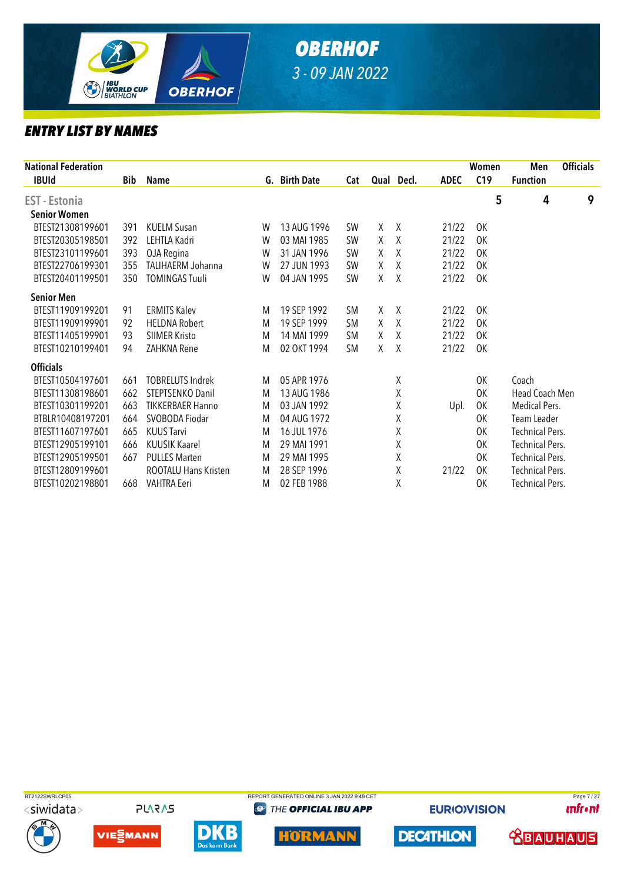# OBERHOF

*3 - 09 JAN 2022*

## ENTRY LIST BY NAMES

| National Federation | | | | | | | | | Women | Men | Officials |
|---|---|---|---|---|---|---|---|---|---|---|---|
| IBUId | Bib | Name | G. | Birth Date | Cat | Qual | Decl. | ADEC | C19 | Function | |
| **EST - Estonia** | | | | | | | | | 5 | 4 | 9 |
| **Senior Women** | | | | | | | | | | | |
| BTEST21308199601 | 391 | KUELM Susan | W | 13 AUG 1996 | SW | X | X | 21/22 | OK | | |
| BTEST20305198501 | 392 | LEHTLA Kadri | W | 03 MAI 1985 | SW | X | X | 21/22 | OK | | |
| BTEST23101199601 | 393 | OJA Regina | W | 31 JAN 1996 | SW | X | X | 21/22 | OK | | |
| BTEST22706199301 | 355 | TALIHAERM Johanna | W | 27 JUN 1993 | SW | X | X | 21/22 | OK | | |
| BTEST20401199501 | 350 | TOMINGAS Tuuli | W | 04 JAN 1995 | SW | X | X | 21/22 | OK | | |
| **Senior Men** | | | | | | | | | | | |
| BTEST11909199201 | 91 | ERMITS Kalev | M | 19 SEP 1992 | SM | X | X | 21/22 | OK | | |
| BTEST11909199901 | 92 | HELDNA Robert | M | 19 SEP 1999 | SM | X | X | 21/22 | OK | | |
| BTEST11405199901 | 93 | SIIMER Kristo | M | 14 MAI 1999 | SM | X | X | 21/22 | OK | | |
| BTEST10210199401 | 94 | ZAHKNA Rene | M | 02 OKT 1994 | SM | X | X | 21/22 | OK | | |
| **Officials** | | | | | | | | | | | |
| BTEST10504197601 | 661 | TOBRELUTS Indrek | M | 05 APR 1976 | | | X | | OK | Coach | |
| BTEST11308198601 | 662 | STEPTSENKO Danil | M | 13 AUG 1986 | | | X | | OK | Head Coach Men | |
| BTEST10301199201 | 663 | TIKKERBAER Hanno | M | 03 JAN 1992 | | | X | Upl. | OK | Medical Pers. | |
| BTBLR10408197201 | 664 | SVOBODA Fiodar | M | 04 AUG 1972 | | | X | | OK | Team Leader | |
| BTEST11607197601 | 665 | KUUS Tarvi | M | 16 JUL 1976 | | | X | | OK | Technical Pers. | |
| BTEST12905199101 | 666 | KUUSIK Kaarel | M | 29 MAI 1991 | | | X | | OK | Technical Pers. | |
| BTEST12905199501 | 667 | PULLES Marten | M | 29 MAI 1995 | | | X | | OK | Technical Pers. | |
| BTEST12809199601 | | ROOTALU Hans Kristen | M | 28 SEP 1996 | | | X | 21/22 | OK | Technical Pers. | |
| BTEST10202198801 | 668 | VAHTRA Eeri | M | 02 FEB 1988 | | | X | | OK | Technical Pers. | |

BT2122SWRLCP05 REPORT GENERATED ONLINE 3 JAN 2022 9:49 CET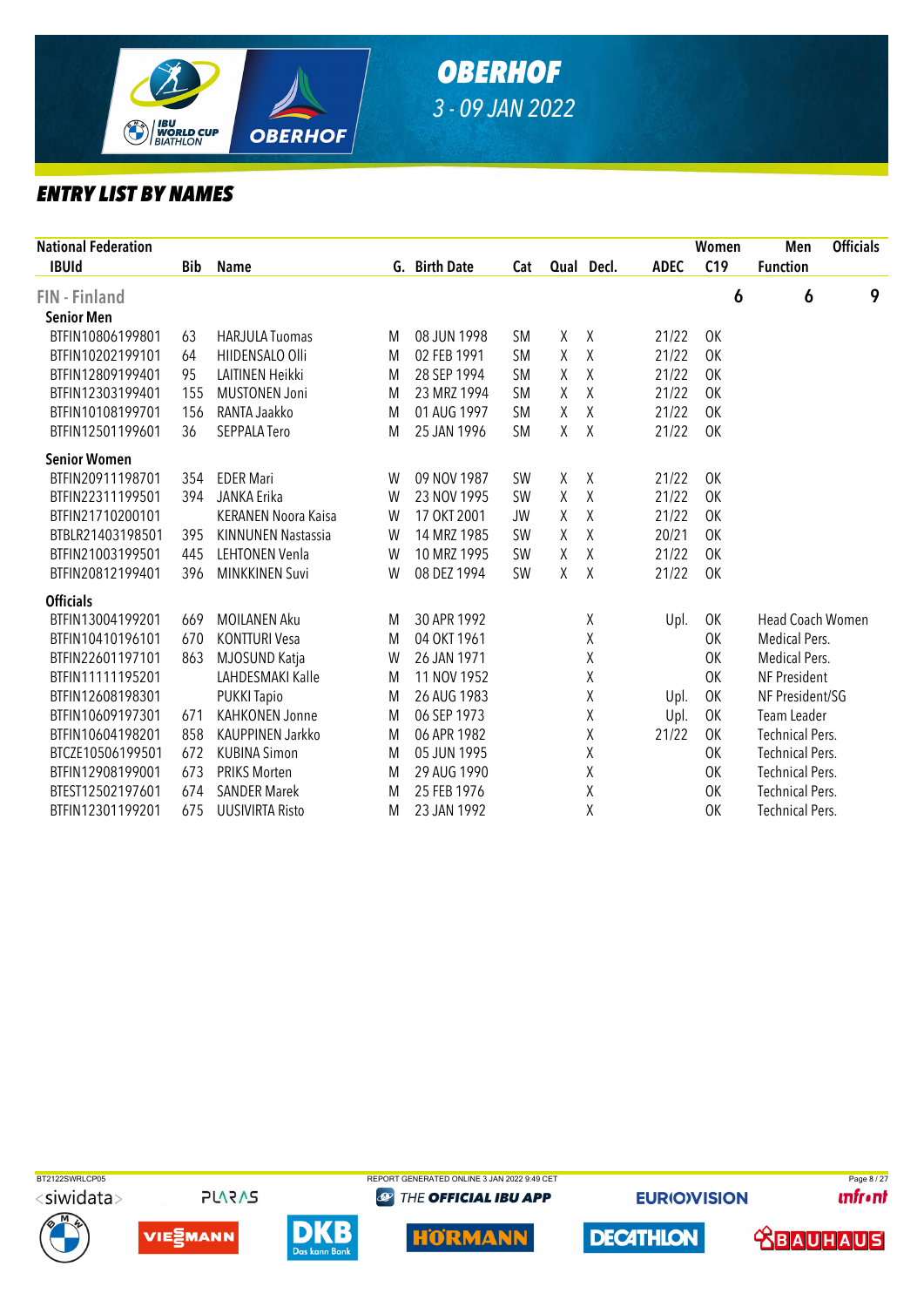# OBERHOF

3 - 09 JAN 2022

## ENTRY LIST BY NAMES

| National Federation | | | | | | | | | Women | Men | Officials |
|---|---|---|---|---|---|---|---|---|---|---|---|
| IBUId | Bib | Name | G. | Birth Date | Cat | Qual | Decl. | ADEC | C19 | Function | |
| **FIN - Finland** | | | | | | | | | 6 | 6 | 9 |
| **Senior Men** | | | | | | | | | | | |
| BTFIN10806199801 | 63 | HARJULA Tuomas | M | 08 JUN 1998 | SM | X | X | 21/22 | OK | | |
| BTFIN10202199101 | 64 | HIIDENSALO Olli | M | 02 FEB 1991 | SM | X | X | 21/22 | OK | | |
| BTFIN12809199401 | 95 | LAITINEN Heikki | M | 28 SEP 1994 | SM | X | X | 21/22 | OK | | |
| BTFIN12303199401 | 155 | MUSTONEN Joni | M | 23 MRZ 1994 | SM | X | X | 21/22 | OK | | |
| BTFIN10108199701 | 156 | RANTA Jaakko | M | 01 AUG 1997 | SM | X | X | 21/22 | OK | | |
| BTFIN12501199601 | 36 | SEPPALA Tero | M | 25 JAN 1996 | SM | X | X | 21/22 | OK | | |
| **Senior Women** | | | | | | | | | | | |
| BTFIN20911198701 | 354 | EDER Mari | W | 09 NOV 1987 | SW | X | X | 21/22 | OK | | |
| BTFIN22311199501 | 394 | JANKA Erika | W | 23 NOV 1995 | SW | X | X | 21/22 | OK | | |
| BTFIN21710200101 | | KERANEN Noora Kaisa | W | 17 OKT 2001 | JW | X | X | 21/22 | OK | | |
| BTBLR21403198501 | 395 | KINNUNEN Nastassia | W | 14 MRZ 1985 | SW | X | X | 20/21 | OK | | |
| BTFIN21003199501 | 445 | LEHTONEN Venla | W | 10 MRZ 1995 | SW | X | X | 21/22 | OK | | |
| BTFIN20812199401 | 396 | MINKKINEN Suvi | W | 08 DEZ 1994 | SW | X | X | 21/22 | OK | | |
| **Officials** | | | | | | | | | | | |
| BTFIN13004199201 | 669 | MOILANEN Aku | M | 30 APR 1992 | | | X | Upl. | OK | Head Coach Women | |
| BTFIN10410196101 | 670 | KONTTURI Vesa | M | 04 OKT 1961 | | | X | | OK | Medical Pers. | |
| BTFIN22601197101 | 863 | MJOSUND Katja | W | 26 JAN 1971 | | | X | | OK | Medical Pers. | |
| BTFIN11111195201 | | LAHDESMAKI Kalle | M | 11 NOV 1952 | | | X | | OK | NF President | |
| BTFIN12608198301 | | PUKKI Tapio | M | 26 AUG 1983 | | | X | Upl. | OK | NF President/SG | |
| BTFIN10609197301 | 671 | KAHKONEN Jonne | M | 06 SEP 1973 | | | X | Upl. | OK | Team Leader | |
| BTFIN10604198201 | 858 | KAUPPINEN Jarkko | M | 06 APR 1982 | | | X | 21/22 | OK | Technical Pers. | |
| BTCZE10506199501 | 672 | KUBINA Simon | M | 05 JUN 1995 | | | X | | OK | Technical Pers. | |
| BTFIN12908199001 | 673 | PRIKS Morten | M | 29 AUG 1990 | | | X | | OK | Technical Pers. | |
| BTEST12502197601 | 674 | SANDER Marek | M | 25 FEB 1976 | | | X | | OK | Technical Pers. | |
| BTFIN12301199201 | 675 | UUSIVIRTA Risto | M | 23 JAN 1992 | | | X | | OK | Technical Pers. | |

BT2122SWRLCP05 REPORT GENERATED ONLINE 3 JAN 2022 9:49 CET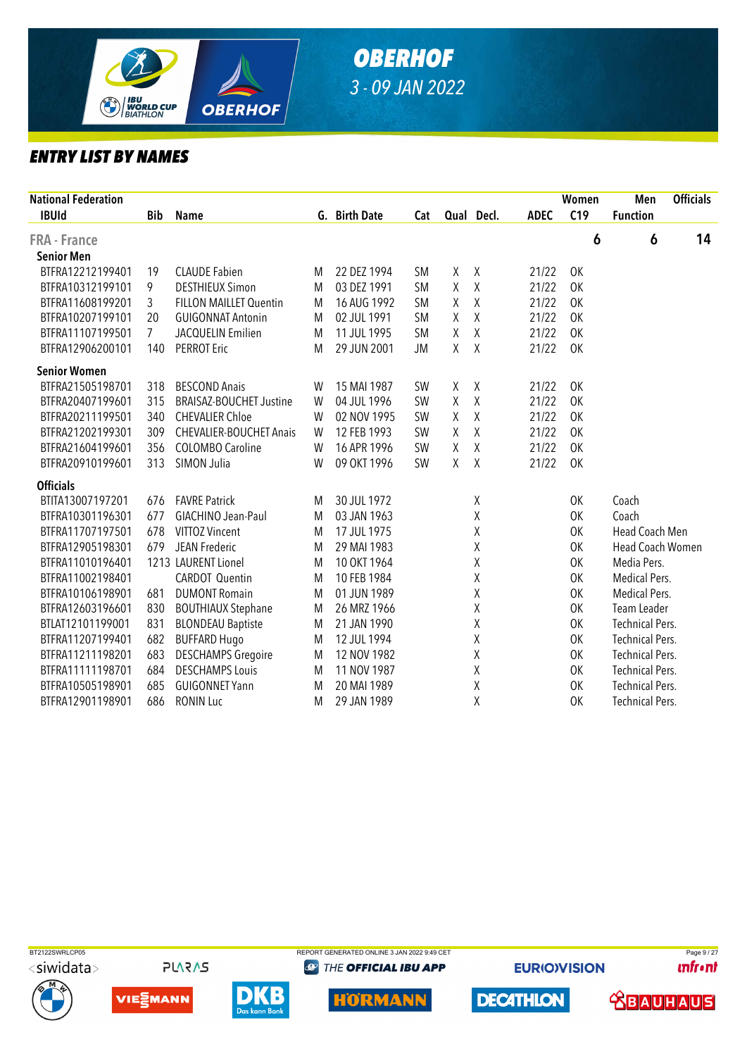# OBERHOF

*3 - 09 JAN 2022*

## ENTRY LIST BY NAMES

| National Federation | | | | | | | | | Women | Men | Officials |
|---|---|---|---|---|---|---|---|---|---|---|---|
| IBUId | Bib | Name | G. | Birth Date | Cat | Qual | Decl. | ADEC | C19 | Function | |
| **FRA - France** | | | | | | | | | 6 | 6 | 14 |
| **Senior Men** | | | | | | | | | | | |
| BTFRA12212199401 | 19 | CLAUDE Fabien | M | 22 DEZ 1994 | SM | X | X | 21/22 | OK | | |
| BTFRA10312199101 | 9 | DESTHIEUX Simon | M | 03 DEZ 1991 | SM | X | X | 21/22 | OK | | |
| BTFRA11608199201 | 3 | FILLON MAILLET Quentin | M | 16 AUG 1992 | SM | X | X | 21/22 | OK | | |
| BTFRA10207199101 | 20 | GUIGONNAT Antonin | M | 02 JUL 1991 | SM | X | X | 21/22 | OK | | |
| BTFRA11107199501 | 7 | JACQUELIN Emilien | M | 11 JUL 1995 | SM | X | X | 21/22 | OK | | |
| BTFRA12906200101 | 140 | PERROT Eric | M | 29 JUN 2001 | JM | X | X | 21/22 | OK | | |
| **Senior Women** | | | | | | | | | | | |
| BTFRA21505198701 | 318 | BESCOND Anais | W | 15 MAI 1987 | SW | X | X | 21/22 | OK | | |
| BTFRA20407199601 | 315 | BRAISAZ-BOUCHET Justine | W | 04 JUL 1996 | SW | X | X | 21/22 | OK | | |
| BTFRA20211199501 | 340 | CHEVALIER Chloe | W | 02 NOV 1995 | SW | X | X | 21/22 | OK | | |
| BTFRA21202199301 | 309 | CHEVALIER-BOUCHET Anais | W | 12 FEB 1993 | SW | X | X | 21/22 | OK | | |
| BTFRA21604199601 | 356 | COLOMBO Caroline | W | 16 APR 1996 | SW | X | X | 21/22 | OK | | |
| BTFRA20910199601 | 313 | SIMON Julia | W | 09 OKT 1996 | SW | X | X | 21/22 | OK | | |
| **Officials** | | | | | | | | | | | |
| BTITA13007197201 | 676 | FAVRE Patrick | M | 30 JUL 1972 | | | X | | OK | Coach | |
| BTFRA10301196301 | 677 | GIACHINO Jean-Paul | M | 03 JAN 1963 | | | X | | OK | Coach | |
| BTFRA11707197501 | 678 | VITTOZ Vincent | M | 17 JUL 1975 | | | X | | OK | Head Coach Men | |
| BTFRA12905198301 | 679 | JEAN Frederic | M | 29 MAI 1983 | | | X | | OK | Head Coach Women | |
| BTFRA11010196401 | 1213 | LAURENT Lionel | M | 10 OKT 1964 | | | X | | OK | Media Pers. | |
| BTFRA11002198401 | | CARDOT Quentin | M | 10 FEB 1984 | | | X | | OK | Medical Pers. | |
| BTFRA10106198901 | 681 | DUMONT Romain | M | 01 JUN 1989 | | | X | | OK | Medical Pers. | |
| BTFRA12603196601 | 830 | BOUTHIAUX Stephane | M | 26 MRZ 1966 | | | X | | OK | Team Leader | |
| BTLAT12101199001 | 831 | BLONDEAU Baptiste | M | 21 JAN 1990 | | | X | | OK | Technical Pers. | |
| BTFRA11207199401 | 682 | BUFFARD Hugo | M | 12 JUL 1994 | | | X | | OK | Technical Pers. | |
| BTFRA11211198201 | 683 | DESCHAMPS Gregoire | M | 12 NOV 1982 | | | X | | OK | Technical Pers. | |
| BTFRA11111198701 | 684 | DESCHAMPS Louis | M | 11 NOV 1987 | | | X | | OK | Technical Pers. | |
| BTFRA10505198901 | 685 | GUIGONNET Yann | M | 20 MAI 1989 | | | X | | OK | Technical Pers. | |
| BTFRA12901198901 | 686 | RONIN Luc | M | 29 JAN 1989 | | | X | | OK | Technical Pers. | |

BT2122SWRLCP05 REPORT GENERATED ONLINE 3 JAN 2022 9:49 CET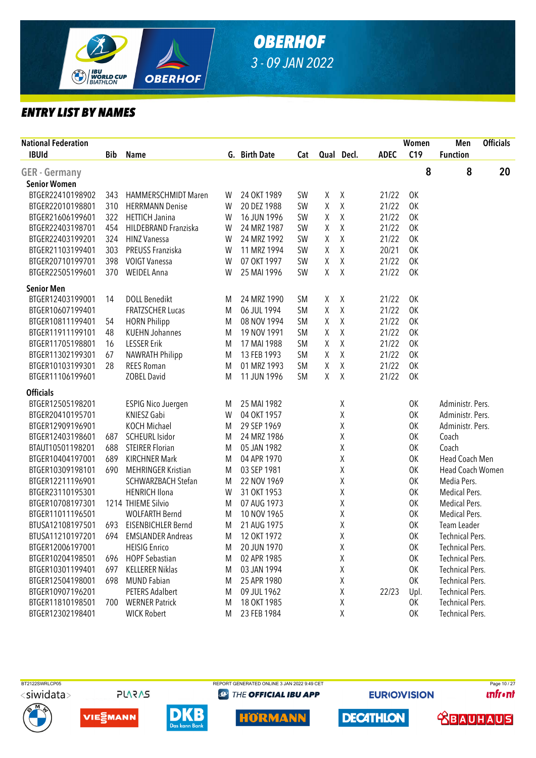# OBERHOF

3 - 09 JAN 2022

## ENTRY LIST BY NAMES

| National Federation | | | | | | | | | Women | Men | Officials |
|---|---|---|---|---|---|---|---|---|---|---|---|
| IBUId | Bib | Name | G. | Birth Date | Cat | Qual | Decl. | ADEC | C19 | Function | |
| **GER - Germany** | | | | | | | | | 8 | 8 | 20 |
| **Senior Women** | | | | | | | | | | | |
| BTGER22410198902 | 343 | HAMMERSCHMIDT Maren | W | 24 OKT 1989 | SW | X | X | 21/22 | OK | | |
| BTGER22010198801 | 310 | HERRMANN Denise | W | 20 DEZ 1988 | SW | X | X | 21/22 | OK | | |
| BTGER21606199601 | 322 | HETTICH Janina | W | 16 JUN 1996 | SW | X | X | 21/22 | OK | | |
| BTGER22403198701 | 454 | HILDEBRAND Franziska | W | 24 MRZ 1987 | SW | X | X | 21/22 | OK | | |
| BTGER22403199201 | 324 | HINZ Vanessa | W | 24 MRZ 1992 | SW | X | X | 21/22 | OK | | |
| BTGER21103199401 | 303 | PREUSS Franziska | W | 11 MRZ 1994 | SW | X | X | 20/21 | OK | | |
| BTGER20710199701 | 398 | VOIGT Vanessa | W | 07 OKT 1997 | SW | X | X | 21/22 | OK | | |
| BTGER22505199601 | 370 | WEIDEL Anna | W | 25 MAI 1996 | SW | X | X | 21/22 | OK | | |
| **Senior Men** | | | | | | | | | | | |
| BTGER12403199001 | 14 | DOLL Benedikt | M | 24 MRZ 1990 | SM | X | X | 21/22 | OK | | |
| BTGER10607199401 | | FRATZSCHER Lucas | M | 06 JUL 1994 | SM | X | X | 21/22 | OK | | |
| BTGER10811199401 | 54 | HORN Philipp | M | 08 NOV 1994 | SM | X | X | 21/22 | OK | | |
| BTGER11911199101 | 48 | KUEHN Johannes | M | 19 NOV 1991 | SM | X | X | 21/22 | OK | | |
| BTGER11705198801 | 16 | LESSER Erik | M | 17 MAI 1988 | SM | X | X | 21/22 | OK | | |
| BTGER11302199301 | 67 | NAWRATH Philipp | M | 13 FEB 1993 | SM | X | X | 21/22 | OK | | |
| BTGER10103199301 | 28 | REES Roman | M | 01 MRZ 1993 | SM | X | X | 21/22 | OK | | |
| BTGER11106199601 | | ZOBEL David | M | 11 JUN 1996 | SM | X | X | 21/22 | OK | | |
| **Officials** | | | | | | | | | | | |
| BTGER12505198201 | | ESPIG Nico Juergen | M | 25 MAI 1982 | | | X | | OK | Administr. Pers. | |
| BTGER20410195701 | | KNIESZ Gabi | W | 04 OKT 1957 | | | X | | OK | Administr. Pers. | |
| BTGER12909196901 | | KOCH Michael | M | 29 SEP 1969 | | | X | | OK | Administr. Pers. | |
| BTGER12403198601 | 687 | SCHEURL Isidor | M | 24 MRZ 1986 | | | X | | OK | Coach | |
| BTAUT10501198201 | 688 | STEIRER Florian | M | 05 JAN 1982 | | | X | | OK | Coach | |
| BTGER10404197001 | 689 | KIRCHNER Mark | M | 04 APR 1970 | | | X | | OK | Head Coach Men | |
| BTGER10309198101 | 690 | MEHRINGER Kristian | M | 03 SEP 1981 | | | X | | OK | Head Coach Women | |
| BTGER12211196901 | | SCHWARZBACH Stefan | M | 22 NOV 1969 | | | X | | OK | Media Pers. | |
| BTGER23110195301 | | HENRICH Ilona | W | 31 OKT 1953 | | | X | | OK | Medical Pers. | |
| BTGER10708197301 | 1214 | THIEME Silvio | M | 07 AUG 1973 | | | X | | OK | Medical Pers. | |
| BTGER11011196501 | | WOLFARTH Bernd | M | 10 NOV 1965 | | | X | | OK | Medical Pers. | |
| BTUSA12108197501 | 693 | EISENBICHLER Bernd | M | 21 AUG 1975 | | | X | | OK | Team Leader | |
| BTUSA11210197201 | 694 | EMSLANDER Andreas | M | 12 OKT 1972 | | | X | | OK | Technical Pers. | |
| BTGER12006197001 | | HEISIG Enrico | M | 20 JUN 1970 | | | X | | OK | Technical Pers. | |
| BTGER10204198501 | 696 | HOPF Sebastian | M | 02 APR 1985 | | | X | | OK | Technical Pers. | |
| BTGER10301199401 | 697 | KELLERER Niklas | M | 03 JAN 1994 | | | X | | OK | Technical Pers. | |
| BTGER12504198001 | 698 | MUND Fabian | M | 25 APR 1980 | | | X | | OK | Technical Pers. | |
| BTGER10907196201 | | PETERS Adalbert | M | 09 JUL 1962 | | | X | 22/23 | Upl. | Technical Pers. | |
| BTGER11810198501 | 700 | WERNER Patrick | M | 18 OKT 1985 | | | X | | OK | Technical Pers. | |
| BTGER12302198401 | | WICK Robert | M | 23 FEB 1984 | | | X | | OK | Technical Pers. | |

BT2122SWRLCP05 REPORT GENERATED ONLINE 3 JAN 2022 9:49 CET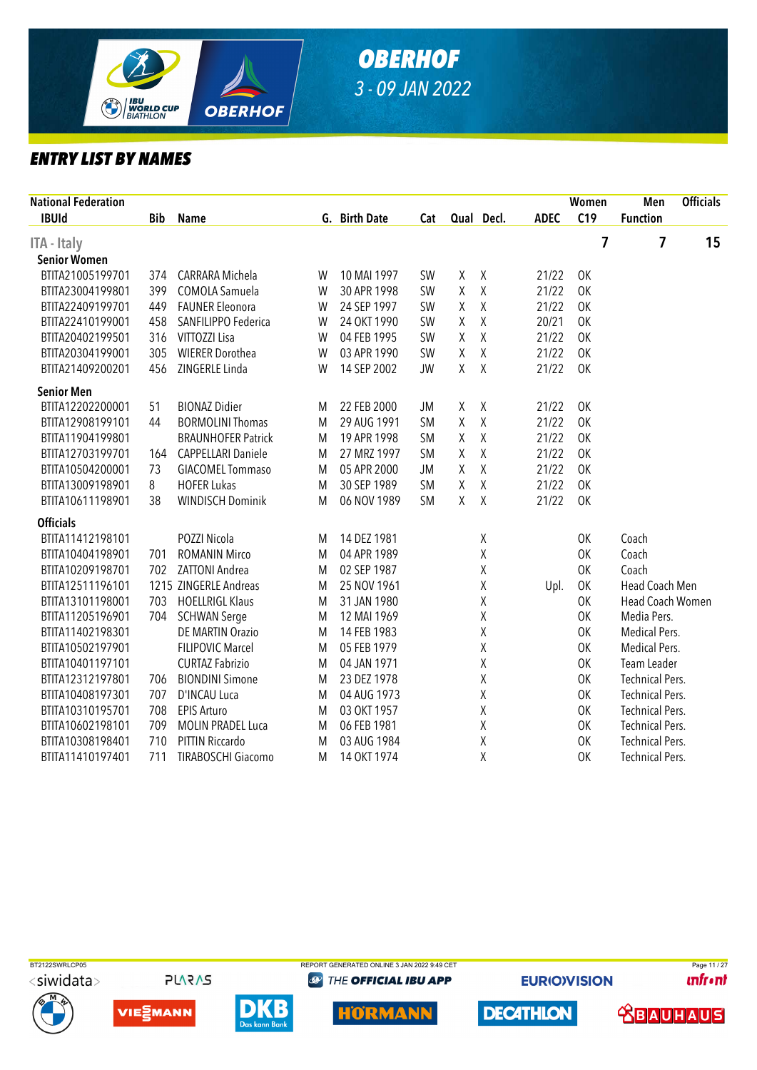# OBERHOF

*3 - 09 JAN 2022*

## ENTRY LIST BY NAMES

| National Federation IBUId | Bib | Name | G. | Birth Date | Cat | Qual | Decl. | ADEC | Women C19 | Men Function | Officials |
|---|---|---|---|---|---|---|---|---|---|---|---|
| **ITA - Italy** | | | | | | | | | 7 | 7 | 15 |
| **Senior Women** | | | | | | | | | | | |
| BTITA21005199701 | 374 | CARRARA Michela | W | 10 MAI 1997 | SW | X | X | 21/22 | OK | | |
| BTITA23004199801 | 399 | COMOLA Samuela | W | 30 APR 1998 | SW | X | X | 21/22 | OK | | |
| BTITA22409199701 | 449 | FAUNER Eleonora | W | 24 SEP 1997 | SW | X | X | 21/22 | OK | | |
| BTITA22410199001 | 458 | SANFILIPPO Federica | W | 24 OKT 1990 | SW | X | X | 20/21 | OK | | |
| BTITA20402199501 | 316 | VITTOZZI Lisa | W | 04 FEB 1995 | SW | X | X | 21/22 | OK | | |
| BTITA20304199001 | 305 | WIERER Dorothea | W | 03 APR 1990 | SW | X | X | 21/22 | OK | | |
| BTITA21409200201 | 456 | ZINGERLE Linda | W | 14 SEP 2002 | JW | X | X | 21/22 | OK | | |
| **Senior Men** | | | | | | | | | | | |
| BTITA12202200001 | 51 | BIONAZ Didier | M | 22 FEB 2000 | JM | X | X | 21/22 | OK | | |
| BTITA12908199101 | 44 | BORMOLINI Thomas | M | 29 AUG 1991 | SM | X | X | 21/22 | OK | | |
| BTITA11904199801 | | BRAUNHOFER Patrick | M | 19 APR 1998 | SM | X | X | 21/22 | OK | | |
| BTITA12703199701 | 164 | CAPPELLARI Daniele | M | 27 MRZ 1997 | SM | X | X | 21/22 | OK | | |
| BTITA10504200001 | 73 | GIACOMEL Tommaso | M | 05 APR 2000 | JM | X | X | 21/22 | OK | | |
| BTITA13009198901 | 8 | HOFER Lukas | M | 30 SEP 1989 | SM | X | X | 21/22 | OK | | |
| BTITA10611198901 | 38 | WINDISCH Dominik | M | 06 NOV 1989 | SM | X | X | 21/22 | OK | | |
| **Officials** | | | | | | | | | | | |
| BTITA11412198101 | | POZZI Nicola | M | 14 DEZ 1981 | | | X | | OK | Coach | |
| BTITA10404198901 | 701 | ROMANIN Mirco | M | 04 APR 1989 | | | X | | OK | Coach | |
| BTITA10209198701 | 702 | ZATTONI Andrea | M | 02 SEP 1987 | | | X | | OK | Coach | |
| BTITA12511196101 | 1215 | ZINGERLE Andreas | M | 25 NOV 1961 | | | X | Upl. | OK | Head Coach Men | |
| BTITA13101198001 | 703 | HOELLRIGL Klaus | M | 31 JAN 1980 | | | X | | OK | Head Coach Women | |
| BTITA11205196901 | 704 | SCHWAN Serge | M | 12 MAI 1969 | | | X | | OK | Media Pers. | |
| BTITA11402198301 | | DE MARTIN Orazio | M | 14 FEB 1983 | | | X | | OK | Medical Pers. | |
| BTITA10502197901 | | FILIPOVIC Marcel | M | 05 FEB 1979 | | | X | | OK | Medical Pers. | |
| BTITA10401197101 | | CURTAZ Fabrizio | M | 04 JAN 1971 | | | X | | OK | Team Leader | |
| BTITA12312197801 | 706 | BIONDINI Simone | M | 23 DEZ 1978 | | | X | | OK | Technical Pers. | |
| BTITA10408197301 | 707 | D'INCAU Luca | M | 04 AUG 1973 | | | X | | OK | Technical Pers. | |
| BTITA10310195701 | 708 | EPIS Arturo | M | 03 OKT 1957 | | | X | | OK | Technical Pers. | |
| BTITA10602198101 | 709 | MOLIN PRADEL Luca | M | 06 FEB 1981 | | | X | | OK | Technical Pers. | |
| BTITA10308198401 | 710 | PITTIN Riccardo | M | 03 AUG 1984 | | | X | | OK | Technical Pers. | |
| BTITA11410197401 | 711 | TIRABOSCHI Giacomo | M | 14 OKT 1974 | | | X | | OK | Technical Pers. | |

BT2122SWRLCP05 REPORT GENERATED ONLINE 3 JAN 2022 9:49 CET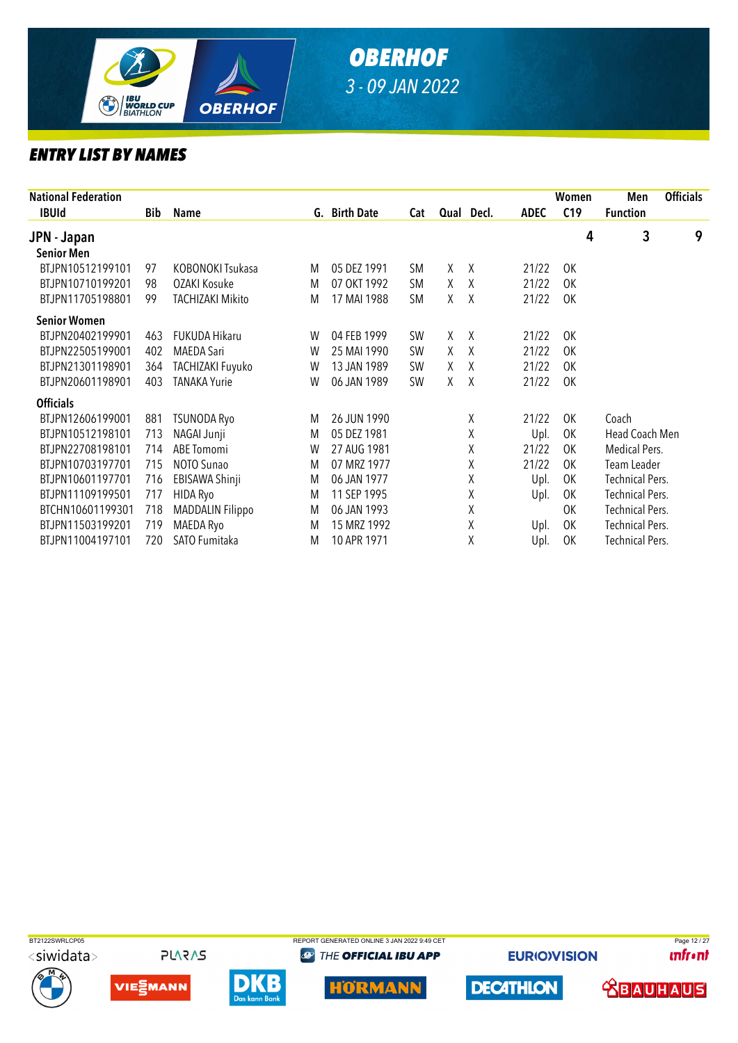# OBERHOF

3 - 09 JAN 2022

## ENTRY LIST BY NAMES

| National Federation IBUId | Bib | Name | G. | Birth Date | Cat | Qual | Decl. | ADEC | Women C19 | Men Function | Officials |
|---|---|---|---|---|---|---|---|---|---|---|---|
| **JPN - Japan** | | | | | | | | | 4 | 3 | 9 |
| **Senior Men** | | | | | | | | | | | |
| BTJPN10512199101 | 97 | KOBONOKI Tsukasa | M | 05 DEZ 1991 | SM | X | X | 21/22 | OK | | |
| BTJPN10710199201 | 98 | OZAKI Kosuke | M | 07 OKT 1992 | SM | X | X | 21/22 | OK | | |
| BTJPN11705198801 | 99 | TACHIZAKI Mikito | M | 17 MAI 1988 | SM | X | X | 21/22 | OK | | |
| **Senior Women** | | | | | | | | | | | |
| BTJPN20402199901 | 463 | FUKUDA Hikaru | W | 04 FEB 1999 | SW | X | X | 21/22 | OK | | |
| BTJPN22505199001 | 402 | MAEDA Sari | W | 25 MAI 1990 | SW | X | X | 21/22 | OK | | |
| BTJPN21301198901 | 364 | TACHIZAKI Fuyuko | W | 13 JAN 1989 | SW | X | X | 21/22 | OK | | |
| BTJPN20601198901 | 403 | TANAKA Yurie | W | 06 JAN 1989 | SW | X | X | 21/22 | OK | | |
| **Officials** | | | | | | | | | | | |
| BTJPN12606199001 | 881 | TSUNODA Ryo | M | 26 JUN 1990 | | | X | 21/22 | OK | Coach | |
| BTJPN10512198101 | 713 | NAGAI Junji | M | 05 DEZ 1981 | | | X | Upl. | OK | Head Coach Men | |
| BTJPN22708198101 | 714 | ABE Tomomi | W | 27 AUG 1981 | | | X | 21/22 | OK | Medical Pers. | |
| BTJPN10703197701 | 715 | NOTO Sunao | M | 07 MRZ 1977 | | | X | 21/22 | OK | Team Leader | |
| BTJPN10601197701 | 716 | EBISAWA Shinji | M | 06 JAN 1977 | | | X | Upl. | OK | Technical Pers. | |
| BTJPN11109199501 | 717 | HIDA Ryo | M | 11 SEP 1995 | | | X | Upl. | OK | Technical Pers. | |
| BTCHN10601199301 | 718 | MADDALIN Filippo | M | 06 JAN 1993 | | | X | | OK | Technical Pers. | |
| BTJPN11503199201 | 719 | MAEDA Ryo | M | 15 MRZ 1992 | | | X | Upl. | OK | Technical Pers. | |
| BTJPN11004197101 | 720 | SATO Fumitaka | M | 10 APR 1971 | | | X | Upl. | OK | Technical Pers. | |

BT2122SWRLCP05 REPORT GENERATED ONLINE 3 JAN 2022 9:49 CET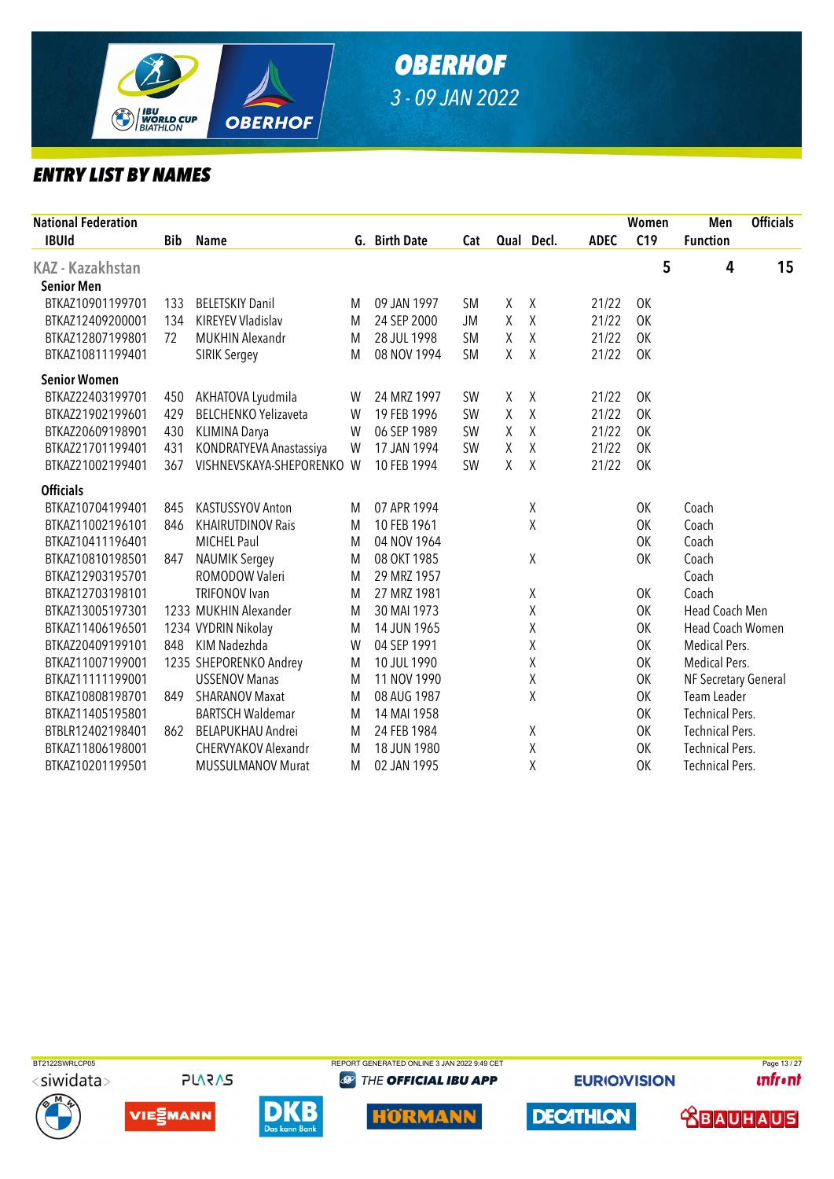# OBERHOF

3 - 09 JAN 2022

## ENTRY LIST BY NAMES

| National Federation | | | | | | | | | Women | Men | Officials |
|---|---|---|---|---|---|---|---|---|---|---|---|
| IBUId | Bib | Name | G. | Birth Date | Cat | Qual | Decl. | ADEC | C19 | Function | |
| **KAZ - Kazakhstan** | | | | | | | | | 5 | 4 | 15 |
| **Senior Men** | | | | | | | | | | | |
| BTKAZ10901199701 | 133 | BELETSKIY Danil | M | 09 JAN 1997 | SM | X | X | 21/22 | OK | | |
| BTKAZ12409200001 | 134 | KIREYEV Vladislav | M | 24 SEP 2000 | JM | X | X | 21/22 | OK | | |
| BTKAZ12807199801 | 72 | MUKHIN Alexandr | M | 28 JUL 1998 | SM | X | X | 21/22 | OK | | |
| BTKAZ10811199401 | | SIRIK Sergey | M | 08 NOV 1994 | SM | X | X | 21/22 | OK | | |
| **Senior Women** | | | | | | | | | | | |
| BTKAZ22403199701 | 450 | AKHATOVA Lyudmila | W | 24 MRZ 1997 | SW | X | X | 21/22 | OK | | |
| BTKAZ21902199601 | 429 | BELCHENKO Yelizaveta | W | 19 FEB 1996 | SW | X | X | 21/22 | OK | | |
| BTKAZ20609198901 | 430 | KLIMINA Darya | W | 06 SEP 1989 | SW | X | X | 21/22 | OK | | |
| BTKAZ21701199401 | 431 | KONDRATYEVA Anastassiya | W | 17 JAN 1994 | SW | X | X | 21/22 | OK | | |
| BTKAZ21002199401 | 367 | VISHNEVSKAYA-SHEPORENKO | W | 10 FEB 1994 | SW | X | X | 21/22 | OK | | |
| **Officials** | | | | | | | | | | | |
| BTKAZ10704199401 | 845 | KASTUSSYOV Anton | M | 07 APR 1994 | | | X | | OK | Coach | |
| BTKAZ11002196101 | 846 | KHAIRUTDINOV Rais | M | 10 FEB 1961 | | | X | | OK | Coach | |
| BTKAZ10411196401 | | MICHEL Paul | M | 04 NOV 1964 | | | | | OK | Coach | |
| BTKAZ10810198501 | 847 | NAUMIK Sergey | M | 08 OKT 1985 | | | X | | OK | Coach | |
| BTKAZ12903195701 | | ROMODOW Valeri | M | 29 MRZ 1957 | | | | | | Coach | |
| BTKAZ12703198101 | | TRIFONOV Ivan | M | 27 MRZ 1981 | | | X | | OK | Coach | |
| BTKAZ13005197301 | 1233 | MUKHIN Alexander | M | 30 MAI 1973 | | | X | | OK | Head Coach Men | |
| BTKAZ11406196501 | 1234 | VYDRIN Nikolay | M | 14 JUN 1965 | | | X | | OK | Head Coach Women | |
| BTKAZ20409199101 | 848 | KIM Nadezhda | W | 04 SEP 1991 | | | X | | OK | Medical Pers. | |
| BTKAZ11007199001 | 1235 | SHEPORENKO Andrey | M | 10 JUL 1990 | | | X | | OK | Medical Pers. | |
| BTKAZ11111199001 | | USSENOV Manas | M | 11 NOV 1990 | | | X | | OK | NF Secretary General | |
| BTKAZ10808198701 | 849 | SHARANOV Maxat | M | 08 AUG 1987 | | | X | | OK | Team Leader | |
| BTKAZ11405195801 | | BARTSCH Waldemar | M | 14 MAI 1958 | | | | | OK | Technical Pers. | |
| BTBLR12402198401 | 862 | BELAPUKHAU Andrei | M | 24 FEB 1984 | | | X | | OK | Technical Pers. | |
| BTKAZ11806198001 | | CHERVYAKOV Alexandr | M | 18 JUN 1980 | | | X | | OK | Technical Pers. | |
| BTKAZ10201199501 | | MUSSULMANOV Murat | M | 02 JAN 1995 | | | X | | OK | Technical Pers. | |

BT2122SWRLCP05 REPORT GENERATED ONLINE 3 JAN 2022 9:49 CET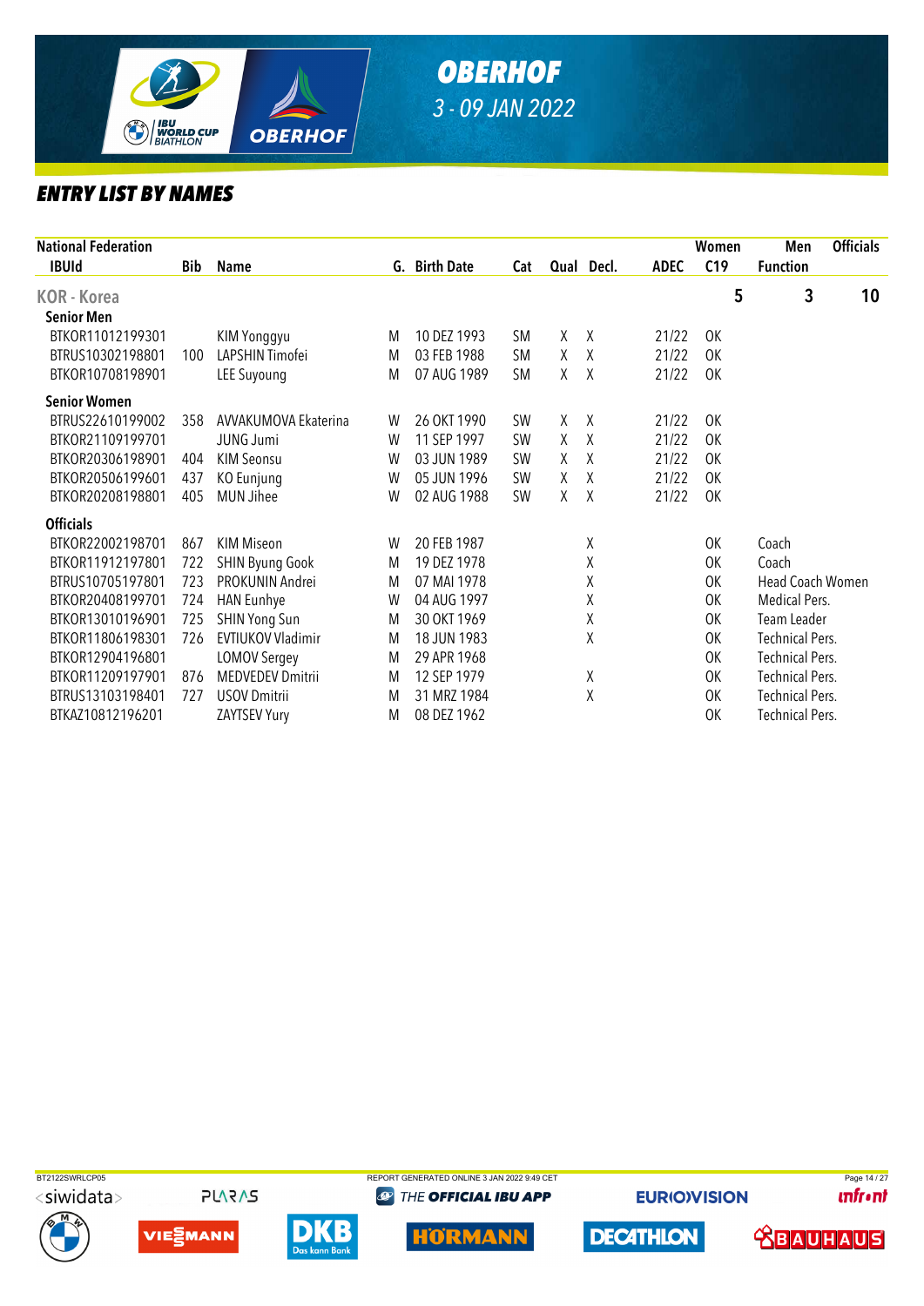# OBERHOF

3 - 09 JAN 2022

## ENTRY LIST BY NAMES

| National Federation IBUId | Bib | Name | G. | Birth Date | Cat | Qual | Decl. | ADEC | C19 | Function |
|---|---|---|---|---|---|---|---|---|---|---|
| **KOR - Korea** | | | | | | | | | Women 5 | Men 3 / Officials 10 |
| **Senior Men** | | | | | | | | | | |
| BTKOR11012199301 | | KIM Yonggyu | M | 10 DEZ 1993 | SM | X | X | 21/22 | OK | |
| BTRUS10302198801 | 100 | LAPSHIN Timofei | M | 03 FEB 1988 | SM | X | X | 21/22 | OK | |
| BTKOR10708198901 | | LEE Suyoung | M | 07 AUG 1989 | SM | X | X | 21/22 | OK | |
| **Senior Women** | | | | | | | | | | |
| BTRUS22610199002 | 358 | AVVAKUMOVA Ekaterina | W | 26 OKT 1990 | SW | X | X | 21/22 | OK | |
| BTKOR21109199701 | | JUNG Jumi | W | 11 SEP 1997 | SW | X | X | 21/22 | OK | |
| BTKOR20306198901 | 404 | KIM Seonsu | W | 03 JUN 1989 | SW | X | X | 21/22 | OK | |
| BTKOR20506199601 | 437 | KO Eunjung | W | 05 JUN 1996 | SW | X | X | 21/22 | OK | |
| BTKOR20208198801 | 405 | MUN Jihee | W | 02 AUG 1988 | SW | X | X | 21/22 | OK | |
| **Officials** | | | | | | | | | | |
| BTKOR22002198701 | 867 | KIM Miseon | W | 20 FEB 1987 | | | X | | OK | Coach |
| BTKOR11912197801 | 722 | SHIN Byung Gook | M | 19 DEZ 1978 | | | X | | OK | Coach |
| BTRUS10705197801 | 723 | PROKUNIN Andrei | M | 07 MAI 1978 | | | X | | OK | Head Coach Women |
| BTKOR20408199701 | 724 | HAN Eunhye | W | 04 AUG 1997 | | | X | | OK | Medical Pers. |
| BTKOR13010196901 | 725 | SHIN Yong Sun | M | 30 OKT 1969 | | | X | | OK | Team Leader |
| BTKOR11806198301 | 726 | EVTIUKOV Vladimir | M | 18 JUN 1983 | | | X | | OK | Technical Pers. |
| BTKOR12904196801 | | LOMOV Sergey | M | 29 APR 1968 | | | | | OK | Technical Pers. |
| BTKOR11209197901 | 876 | MEDVEDEV Dmitrii | M | 12 SEP 1979 | | | X | | OK | Technical Pers. |
| BTRUS13103198401 | 727 | USOV Dmitrii | M | 31 MRZ 1984 | | | X | | OK | Technical Pers. |
| BTKAZ10812196201 | | ZAYTSEV Yury | M | 08 DEZ 1962 | | | | | OK | Technical Pers. |

BT2122SWRLCP05 REPORT GENERATED ONLINE 3 JAN 2022 9:49 CET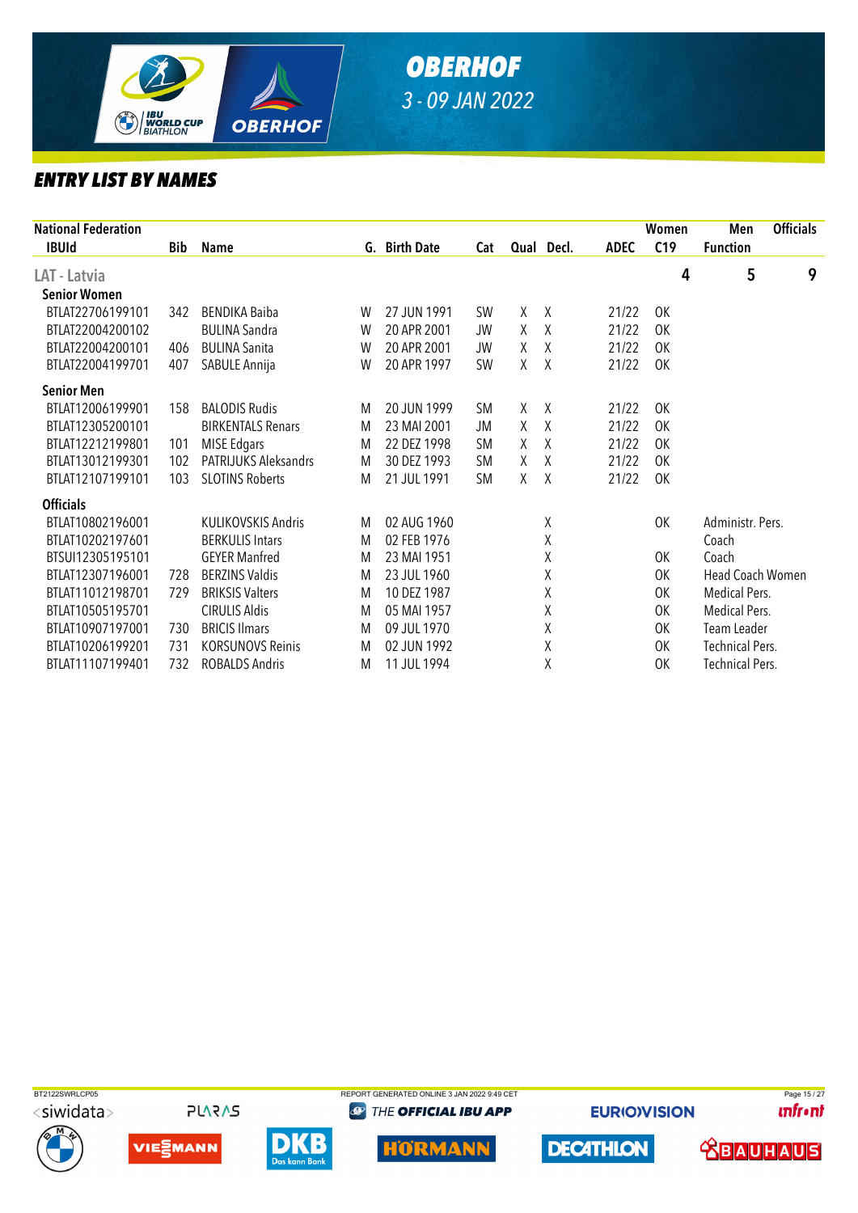# OBERHOF

*3 - 09 JAN 2022*

## ENTRY LIST BY NAMES

| National Federation IBUId | Bib | Name | G. | Birth Date | Cat | Qual | Decl. | ADEC | Women C19 | Men Function | Officials |
|---|---|---|---|---|---|---|---|---|---|---|---|
| **LAT - Latvia** | | | | | | | | | 4 | 5 | 9 |
| **Senior Women** | | | | | | | | | | | |
| BTLAT22706199101 | 342 | BENDIKA Baiba | W | 27 JUN 1991 | SW | X | X | 21/22 | OK | | |
| BTLAT22004200102 | | BULINA Sandra | W | 20 APR 2001 | JW | X | X | 21/22 | OK | | |
| BTLAT22004200101 | 406 | BULINA Sanita | W | 20 APR 2001 | JW | X | X | 21/22 | OK | | |
| BTLAT22004199701 | 407 | SABULE Annija | W | 20 APR 1997 | SW | X | X | 21/22 | OK | | |
| **Senior Men** | | | | | | | | | | | |
| BTLAT12006199901 | 158 | BALODIS Rudis | M | 20 JUN 1999 | SM | X | X | 21/22 | OK | | |
| BTLAT12305200101 | | BIRKENTALS Renars | M | 23 MAI 2001 | JM | X | X | 21/22 | OK | | |
| BTLAT12212199801 | 101 | MISE Edgars | M | 22 DEZ 1998 | SM | X | X | 21/22 | OK | | |
| BTLAT13012199301 | 102 | PATRIJUKS Aleksandrs | M | 30 DEZ 1993 | SM | X | X | 21/22 | OK | | |
| BTLAT12107199101 | 103 | SLOTINS Roberts | M | 21 JUL 1991 | SM | X | X | 21/22 | OK | | |
| **Officials** | | | | | | | | | | | |
| BTLAT10802196001 | | KULIKOVSKIS Andris | M | 02 AUG 1960 | | | X | | OK | Administr. Pers. | |
| BTLAT10202197601 | | BERKULIS Intars | M | 02 FEB 1976 | | | X | | | Coach | |
| BTSUI12305195101 | | GEYER Manfred | M | 23 MAI 1951 | | | X | | OK | Coach | |
| BTLAT12307196001 | 728 | BERZINS Valdis | M | 23 JUL 1960 | | | X | | OK | Head Coach Women | |
| BTLAT11012198701 | 729 | BRIKSIS Valters | M | 10 DEZ 1987 | | | X | | OK | Medical Pers. | |
| BTLAT10505195701 | | CIRULIS Aldis | M | 05 MAI 1957 | | | X | | OK | Medical Pers. | |
| BTLAT10907197001 | 730 | BRICIS Ilmars | M | 09 JUL 1970 | | | X | | OK | Team Leader | |
| BTLAT10206199201 | 731 | KORSUNOVS Reinis | M | 02 JUN 1992 | | | X | | OK | Technical Pers. | |
| BTLAT11107199401 | 732 | ROBALDS Andris | M | 11 JUL 1994 | | | X | | OK | Technical Pers. | |

BT2122SWRLCP05 REPORT GENERATED ONLINE 3 JAN 2022 9:49 CET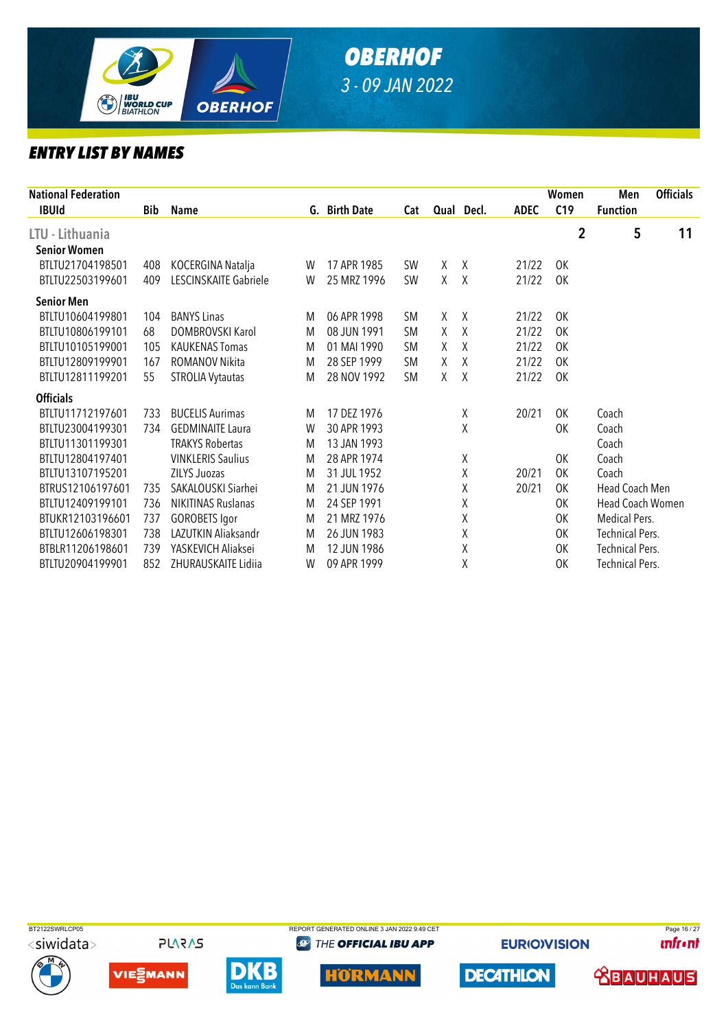# OBERHOF

3 - 09 JAN 2022

## ENTRY LIST BY NAMES

| National Federation | | | | | | | | | Women | Men | Officials |
|---|---|---|---|---|---|---|---|---|---|---|---|
| IBUId | Bib | Name | G. | Birth Date | Cat | Qual | Decl. | ADEC | C19 | Function | |
| **LTU - Lithuania** | | | | | | | | | 2 | 5 | 11 |
| **Senior Women** | | | | | | | | | | | |
| BTLTU21704198501 | 408 | KOCERGINA Natalja | W | 17 APR 1985 | SW | X | X | 21/22 | OK | | |
| BTLTU22503199601 | 409 | LESCINSKAITE Gabriele | W | 25 MRZ 1996 | SW | X | X | 21/22 | OK | | |
| **Senior Men** | | | | | | | | | | | |
| BTLTU10604199801 | 104 | BANYS Linas | M | 06 APR 1998 | SM | X | X | 21/22 | OK | | |
| BTLTU10806199101 | 68 | DOMBROVSKI Karol | M | 08 JUN 1991 | SM | X | X | 21/22 | OK | | |
| BTLTU10105199001 | 105 | KAUKENAS Tomas | M | 01 MAI 1990 | SM | X | X | 21/22 | OK | | |
| BTLTU12809199901 | 167 | ROMANOV Nikita | M | 28 SEP 1999 | SM | X | X | 21/22 | OK | | |
| BTLTU12811199201 | 55 | STROLIA Vytautas | M | 28 NOV 1992 | SM | X | X | 21/22 | OK | | |
| **Officials** | | | | | | | | | | | |
| BTLTU11712197601 | 733 | BUCELIS Aurimas | M | 17 DEZ 1976 | | | X | 20/21 | OK | Coach | |
| BTLTU23004199301 | 734 | GEDMINAITE Laura | W | 30 APR 1993 | | | X | | OK | Coach | |
| BTLTU11301199301 | | TRAKYS Robertas | M | 13 JAN 1993 | | | | | | Coach | |
| BTLTU12804197401 | | VINKLERIS Saulius | M | 28 APR 1974 | | | X | | OK | Coach | |
| BTLTU13107195201 | | ZILYS Juozas | M | 31 JUL 1952 | | | X | 20/21 | OK | Coach | |
| BTRUS12106197601 | 735 | SAKALOUSKI Siarhei | M | 21 JUN 1976 | | | X | 20/21 | OK | Head Coach Men | |
| BTLTU12409199101 | 736 | NIKITINAS Ruslanas | M | 24 SEP 1991 | | | X | | OK | Head Coach Women | |
| BTUKR12103196601 | 737 | GOROBETS Igor | M | 21 MRZ 1976 | | | X | | OK | Medical Pers. | |
| BTLTU12606198301 | 738 | LAZUTKIN Aliaksandr | M | 26 JUN 1983 | | | X | | OK | Technical Pers. | |
| BTBLR11206198601 | 739 | YASKEVICH Aliaksei | M | 12 JUN 1986 | | | X | | OK | Technical Pers. | |
| BTLTU20904199901 | 852 | ZHURAUSKAITE Lidiia | W | 09 APR 1999 | | | X | | OK | Technical Pers. | |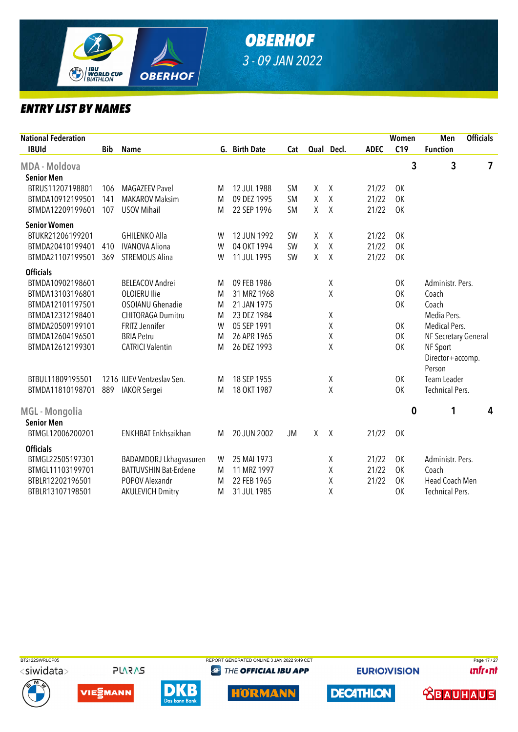# OBERHOF

3 - 09 JAN 2022

## ENTRY LIST BY NAMES

| National Federation IBUId | Bib | Name | G. | Birth Date | Cat | Qual | Decl. | ADEC | Women C19 | Men Function | Officials |
|---|---|---|---|---|---|---|---|---|---|---|---|
| **MDA - Moldova** | | | | | | | | | 3 | 3 | 7 |
| **Senior Men** | | | | | | | | | | | |
| BTRUS11207198801 | 106 | MAGAZEEV Pavel | M | 12 JUL 1988 | SM | X | X | 21/22 | OK | | |
| BTMDA10912199501 | 141 | MAKAROV Maksim | M | 09 DEZ 1995 | SM | X | X | 21/22 | OK | | |
| BTMDA12209199601 | 107 | USOV Mihail | M | 22 SEP 1996 | SM | X | X | 21/22 | OK | | |
| **Senior Women** | | | | | | | | | | | |
| BTUKR21206199201 | | GHILENKO Alla | W | 12 JUN 1992 | SW | X | X | 21/22 | OK | | |
| BTMDA20410199401 | 410 | IVANOVA Aliona | W | 04 OKT 1994 | SW | X | X | 21/22 | OK | | |
| BTMDA21107199501 | 369 | STREMOUS Alina | W | 11 JUL 1995 | SW | X | X | 21/22 | OK | | |
| **Officials** | | | | | | | | | | | |
| BTMDA10902198601 | | BELEACOV Andrei | M | 09 FEB 1986 | | | X | | OK | Administr. Pers. | |
| BTMDA13103196801 | | OLOIERU Ilie | M | 31 MRZ 1968 | | | X | | OK | Coach | |
| BTMDA12101197501 | | OSOIANU Ghenadie | M | 21 JAN 1975 | | | | | OK | Coach | |
| BTMDA12312198401 | | CHITORAGA Dumitru | M | 23 DEZ 1984 | | | X | | | Media Pers. | |
| BTMDA20509199101 | | FRITZ Jennifer | W | 05 SEP 1991 | | | X | | OK | Medical Pers. | |
| BTMDA12604196501 | | BRIA Petru | M | 26 APR 1965 | | | X | | OK | NF Secretary General | |
| BTMDA12612199301 | | CATRICI Valentin | M | 26 DEZ 1993 | | | X | | OK | NF Sport Director+accomp. Person | |
| BTBUL11809195501 | 1216 | ILIEV Ventzeslav Sen. | M | 18 SEP 1955 | | | X | | OK | Team Leader | |
| BTMDA11810198701 | 889 | IAKOR Sergei | M | 18 OKT 1987 | | | X | | OK | Technical Pers. | |
| **MGL - Mongolia** | | | | | | | | | 0 | 1 | 4 |
| **Senior Men** | | | | | | | | | | | |
| BTMGL12006200201 | | ENKHBAT Enkhsaikhan | M | 20 JUN 2002 | JM | X | X | 21/22 | OK | | |
| **Officials** | | | | | | | | | | | |
| BTMGL22505197301 | | BADAMDORJ Lkhagvasuren | W | 25 MAI 1973 | | | X | 21/22 | OK | Administr. Pers. | |
| BTMGL11103199701 | | BATTUVSHIN Bat-Erdene | M | 11 MRZ 1997 | | | X | 21/22 | OK | Coach | |
| BTBLR12202196501 | | POPOV Alexandr | M | 22 FEB 1965 | | | X | 21/22 | OK | Head Coach Men | |
| BTBLR13107198501 | | AKULEVICH Dmitry | M | 31 JUL 1985 | | | X | | OK | Technical Pers. | |

BT2122SWRLCP05 REPORT GENERATED ONLINE 3 JAN 2022 9:49 CET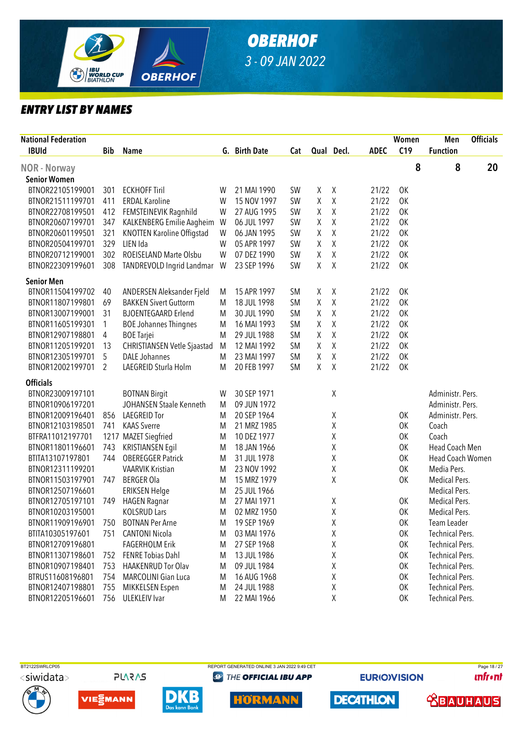# OBERHOF

3 - 09 JAN 2022

## ENTRY LIST BY NAMES

| National Federation | | | | | | | | | Women | Men | Officials |
|---|---|---|---|---|---|---|---|---|---|---|---|
| IBUId | Bib | Name | G. | Birth Date | Cat | Qual | Decl. | ADEC | C19 | Function | |
| **NOR - Norway** | | | | | | | | | 8 | 8 | 20 |
| **Senior Women** | | | | | | | | | | | |
| BTNOR22105199001 | 301 | ECKHOFF Tiril | W | 21 MAI 1990 | SW | X | X | 21/22 | OK | | |
| BTNOR21511199701 | 411 | ERDAL Karoline | W | 15 NOV 1997 | SW | X | X | 21/22 | OK | | |
| BTNOR22708199501 | 412 | FEMSTEINEVIK Ragnhild | W | 27 AUG 1995 | SW | X | X | 21/22 | OK | | |
| BTNOR20607199701 | 347 | KALKENBERG Emilie Aagheim | W | 06 JUL 1997 | SW | X | X | 21/22 | OK | | |
| BTNOR20601199501 | 321 | KNOTTEN Karoline Offigstad | W | 06 JAN 1995 | SW | X | X | 21/22 | OK | | |
| BTNOR20504199701 | 329 | LIEN Ida | W | 05 APR 1997 | SW | X | X | 21/22 | OK | | |
| BTNOR20712199001 | 302 | ROEISELAND Marte Olsbu | W | 07 DEZ 1990 | SW | X | X | 21/22 | OK | | |
| BTNOR22309199601 | 308 | TANDREVOLD Ingrid Landmark | W | 23 SEP 1996 | SW | X | X | 21/22 | OK | | |
| **Senior Men** | | | | | | | | | | | |
| BTNOR11504199702 | 40 | ANDERSEN Aleksander Fjeld | M | 15 APR 1997 | SM | X | X | 21/22 | OK | | |
| BTNOR11807199801 | 69 | BAKKEN Sivert Guttorm | M | 18 JUL 1998 | SM | X | X | 21/22 | OK | | |
| BTNOR13007199001 | 31 | BJOENTEGAARD Erlend | M | 30 JUL 1990 | SM | X | X | 21/22 | OK | | |
| BTNOR11605199301 | 1 | BOE Johannes Thingnes | M | 16 MAI 1993 | SM | X | X | 21/22 | OK | | |
| BTNOR12907198801 | 4 | BOE Tarjei | M | 29 JUL 1988 | SM | X | X | 21/22 | OK | | |
| BTNOR11205199201 | 13 | CHRISTIANSEN Vetle Sjaastad | M | 12 MAI 1992 | SM | X | X | 21/22 | OK | | |
| BTNOR12305199701 | 5 | DALE Johannes | M | 23 MAI 1997 | SM | X | X | 21/22 | OK | | |
| BTNOR12002199701 | 2 | LAEGREID Sturla Holm | M | 20 FEB 1997 | SM | X | X | 21/22 | OK | | |
| **Officials** | | | | | | | | | | | |
| BTNOR23009197101 | | BOTNAN Birgit | W | 30 SEP 1971 | | | X | | | Administr. Pers. | |
| BTNOR10906197201 | | JOHANSEN Staale Kenneth | M | 09 JUN 1972 | | | | | | Administr. Pers. | |
| BTNOR12009196401 | 856 | LAEGREID Tor | M | 20 SEP 1964 | | | X | | OK | Administr. Pers. | |
| BTNOR12103198501 | 741 | KAAS Sverre | M | 21 MRZ 1985 | | | X | | OK | Coach | |
| BTFRA11012197701 | 1217 | MAZET Siegfried | M | 10 DEZ 1977 | | | X | | OK | Coach | |
| BTNOR11801196601 | 743 | KRISTIANSEN Egil | M | 18 JAN 1966 | | | X | | OK | Head Coach Men | |
| BTITA13107197801 | 744 | OBEREGGER Patrick | M | 31 JUL 1978 | | | X | | OK | Head Coach Women | |
| BTNOR12311199201 | | VAARVIK Kristian | M | 23 NOV 1992 | | | X | | OK | Media Pers. | |
| BTNOR11503197901 | 747 | BERGER Ola | M | 15 MRZ 1979 | | | X | | OK | Medical Pers. | |
| BTNOR12507196601 | | ERIKSEN Helge | M | 25 JUL 1966 | | | | | | Medical Pers. | |
| BTNOR12705197101 | 749 | HAGEN Ragnar | M | 27 MAI 1971 | | | X | | OK | Medical Pers. | |
| BTNOR10203195001 | | KOLSRUD Lars | M | 02 MRZ 1950 | | | X | | OK | Medical Pers. | |
| BTNOR11909196901 | 750 | BOTNAN Per Arne | M | 19 SEP 1969 | | | X | | OK | Team Leader | |
| BTITA10305197601 | 751 | CANTONI Nicola | M | 03 MAI 1976 | | | X | | OK | Technical Pers. | |
| BTNOR12709196801 | | FAGERHOLM Erik | M | 27 SEP 1968 | | | X | | OK | Technical Pers. | |
| BTNOR11307198601 | 752 | FENRE Tobias Dahl | M | 13 JUL 1986 | | | X | | OK | Technical Pers. | |
| BTNOR10907198401 | 753 | HAAKENRUD Tor Olav | M | 09 JUL 1984 | | | X | | OK | Technical Pers. | |
| BTRUS11608196801 | 754 | MARCOLINI Gian Luca | M | 16 AUG 1968 | | | X | | OK | Technical Pers. | |
| BTNOR12407198801 | 755 | MIKKELSEN Espen | M | 24 JUL 1988 | | | X | | OK | Technical Pers. | |
| BTNOR12205196601 | 756 | ULEKLEIV Ivar | M | 22 MAI 1966 | | | X | | OK | Technical Pers. | |

BT2122SWRLCP05 REPORT GENERATED ONLINE 3 JAN 2022 9:49 CET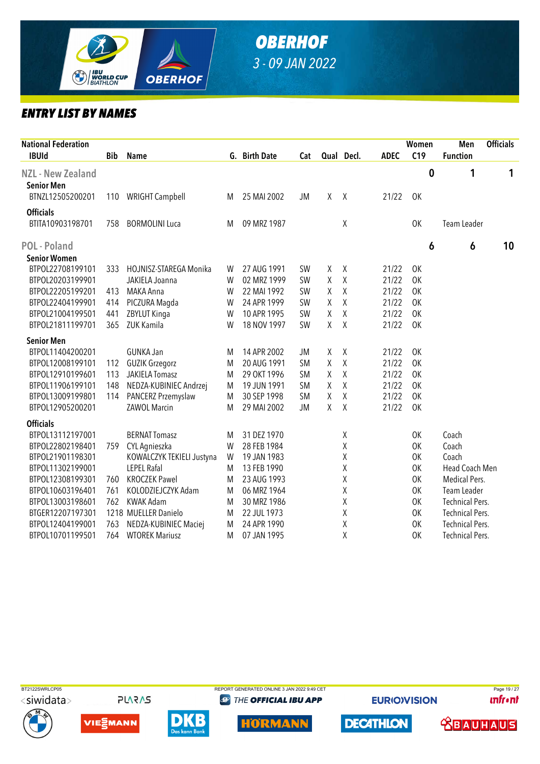# OBERHOF

*3 - 09 JAN 2022*

## ENTRY LIST BY NAMES

| National Federation IBUId | Bib | Name | G. | Birth Date | Cat | Qual | Decl. | ADEC | C19 | Function | Women | Men | Officials |
|---|---|---|---|---|---|---|---|---|---|---|---|---|---|
| **NZL - New Zealand** | | | | | | | | | | | 0 | 1 | 1 |
| **Senior Men** | | | | | | | | | | | | | |
| BTNZL12505200201 | 110 | WRIGHT Campbell | M | 25 MAI 2002 | JM | X | X | 21/22 | OK | | | | |
| **Officials** | | | | | | | | | | | | | |
| BTITA10903198701 | 758 | BORMOLINI Luca | M | 09 MRZ 1987 | | | X | | OK | Team Leader | | | |
| **POL - Poland** | | | | | | | | | | | 6 | 6 | 10 |
| **Senior Women** | | | | | | | | | | | | | |
| BTPOL22708199101 | 333 | HOJNISZ-STAREGA Monika | W | 27 AUG 1991 | SW | X | X | 21/22 | OK | | | | |
| BTPOL20203199901 | | JAKIELA Joanna | W | 02 MRZ 1999 | SW | X | X | 21/22 | OK | | | | |
| BTPOL22205199201 | 413 | MAKA Anna | W | 22 MAI 1992 | SW | X | X | 21/22 | OK | | | | |
| BTPOL22404199901 | 414 | PICZURA Magda | W | 24 APR 1999 | SW | X | X | 21/22 | OK | | | | |
| BTPOL21004199501 | 441 | ZBYLUT Kinga | W | 10 APR 1995 | SW | X | X | 21/22 | OK | | | | |
| BTPOL21811199701 | 365 | ZUK Kamila | W | 18 NOV 1997 | SW | X | X | 21/22 | OK | | | | |
| **Senior Men** | | | | | | | | | | | | | |
| BTPOL11404200201 | | GUNKA Jan | M | 14 APR 2002 | JM | X | X | 21/22 | OK | | | | |
| BTPOL12008199101 | 112 | GUZIK Grzegorz | M | 20 AUG 1991 | SM | X | X | 21/22 | OK | | | | |
| BTPOL12910199601 | 113 | JAKIELA Tomasz | M | 29 OKT 1996 | SM | X | X | 21/22 | OK | | | | |
| BTPOL11906199101 | 148 | NEDZA-KUBINIEC Andrzej | M | 19 JUN 1991 | SM | X | X | 21/22 | OK | | | | |
| BTPOL13009199801 | 114 | PANCERZ Przemyslaw | M | 30 SEP 1998 | SM | X | X | 21/22 | OK | | | | |
| BTPOL12905200201 | | ZAWOL Marcin | M | 29 MAI 2002 | JM | X | X | 21/22 | OK | | | | |
| **Officials** | | | | | | | | | | | | | |
| BTPOL13112197001 | | BERNAT Tomasz | M | 31 DEZ 1970 | | | X | | OK | Coach | | | |
| BTPOL22802198401 | 759 | CYL Agnieszka | W | 28 FEB 1984 | | | X | | OK | Coach | | | |
| BTPOL21901198301 | | KOWALCZYK TEKIELI Justyna | W | 19 JAN 1983 | | | X | | OK | Coach | | | |
| BTPOL11302199001 | | LEPEL Rafal | M | 13 FEB 1990 | | | X | | OK | Head Coach Men | | | |
| BTPOL12308199301 | 760 | KROCZEK Pawel | M | 23 AUG 1993 | | | X | | OK | Medical Pers. | | | |
| BTPOL10603196401 | 761 | KOLODZIEJCZYK Adam | M | 06 MRZ 1964 | | | X | | OK | Team Leader | | | |
| BTPOL13003198601 | 762 | KWAK Adam | M | 30 MRZ 1986 | | | X | | OK | Technical Pers. | | | |
| BTGER12207197301 | 1218 | MUELLER Danielo | M | 22 JUL 1973 | | | X | | OK | Technical Pers. | | | |
| BTPOL12404199001 | 763 | NEDZA-KUBINIEC Maciej | M | 24 APR 1990 | | | X | | OK | Technical Pers. | | | |
| BTPOL10701199501 | 764 | WTOREK Mariusz | M | 07 JAN 1995 | | | X | | OK | Technical Pers. | | | |

BT2122SWRLCP05 REPORT GENERATED ONLINE 3 JAN 2022 9:49 CET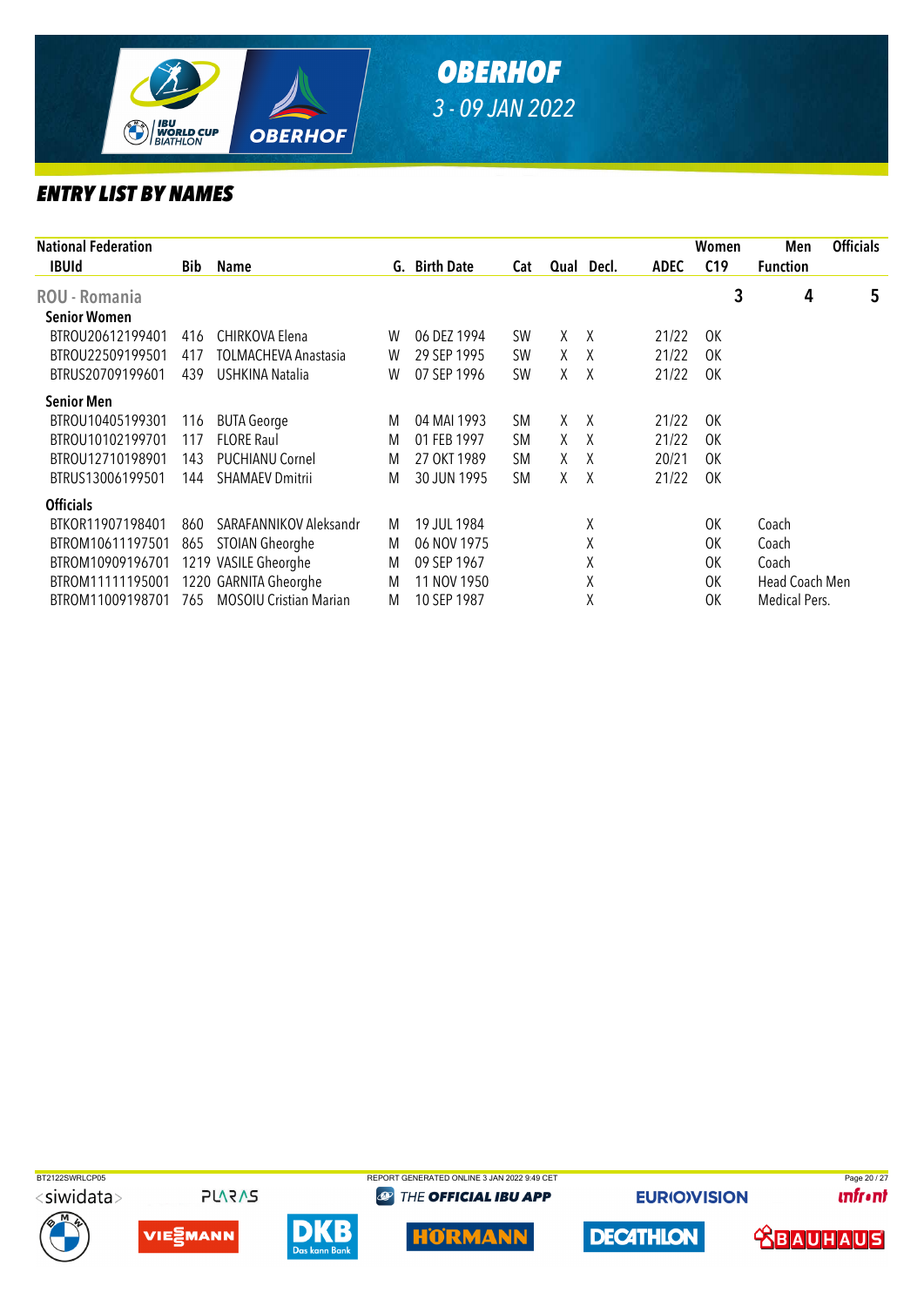# OBERHOF

3 - 09 JAN 2022

## ENTRY LIST BY NAMES

| National Federation | | | | | | | | | Women | Men | Officials |
|---|---|---|---|---|---|---|---|---|---|---|---|
| IBUId | Bib | Name | G. | Birth Date | Cat | Qual | Decl. | ADEC | C19 | Function | |
| **ROU - Romania** | | | | | | | | | 3 | 4 | 5 |
| **Senior Women** | | | | | | | | | | | |
| BTROU20612199401 | 416 | CHIRKOVA Elena | W | 06 DEZ 1994 | SW | X | X | 21/22 | OK | | |
| BTROU22509199501 | 417 | TOLMACHEVA Anastasia | W | 29 SEP 1995 | SW | X | X | 21/22 | OK | | |
| BTRUS20709199601 | 439 | USHKINA Natalia | W | 07 SEP 1996 | SW | X | X | 21/22 | OK | | |
| **Senior Men** | | | | | | | | | | | |
| BTROU10405199301 | 116 | BUTA George | M | 04 MAI 1993 | SM | X | X | 21/22 | OK | | |
| BTROU10102199701 | 117 | FLORE Raul | M | 01 FEB 1997 | SM | X | X | 21/22 | OK | | |
| BTROU12710198901 | 143 | PUCHIANU Cornel | M | 27 OKT 1989 | SM | X | X | 20/21 | OK | | |
| BTRUS13006199501 | 144 | SHAMAEV Dmitrii | M | 30 JUN 1995 | SM | X | X | 21/22 | OK | | |
| **Officials** | | | | | | | | | | | |
| BTKOR11907198401 | 860 | SARAFANNIKOV Aleksandr | M | 19 JUL 1984 | | | X | | OK | Coach | |
| BTROM10611197501 | 865 | STOIAN Gheorghe | M | 06 NOV 1975 | | | X | | OK | Coach | |
| BTROM10909196701 | 1219 | VASILE Gheorghe | M | 09 SEP 1967 | | | X | | OK | Coach | |
| BTROM11111195001 | 1220 | GARNITA Gheorghe | M | 11 NOV 1950 | | | X | | OK | Head Coach Men | |
| BTROM11009198701 | 765 | MOSOIU Cristian Marian | M | 10 SEP 1987 | | | X | | OK | Medical Pers. | |

BT2122SWRLCP05 REPORT GENERATED ONLINE 3 JAN 2022 9:49 CET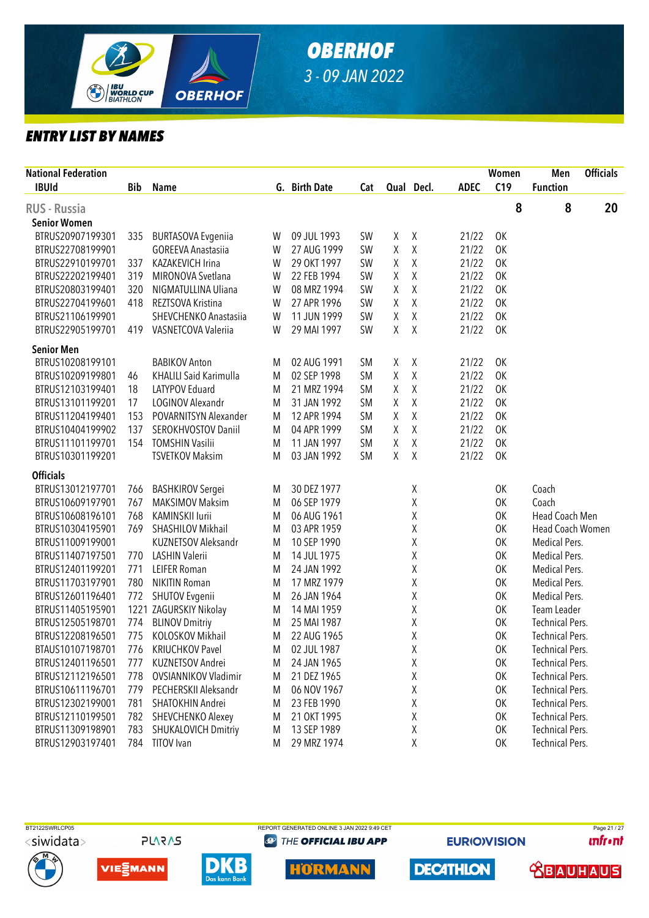# OBERHOF

3 - 09 JAN 2022

## ENTRY LIST BY NAMES

| National Federation IBUId | Bib | Name | G. | Birth Date | Cat | Qual | Decl. | ADEC | C19 | Function |
|---|---|---|---|---|---|---|---|---|---|---|
| **RUS - Russia** | | | | | | | | | Women 8 | Men 8 / Officials 20 |
| **Senior Women** | | | | | | | | | | |
| BTRUS20907199301 | 335 | BURTASOVA Evgeniia | W | 09 JUL 1993 | SW | X | X | 21/22 | OK | |
| BTRUS22708199901 | | GOREEVA Anastasiia | W | 27 AUG 1999 | SW | X | X | 21/22 | OK | |
| BTRUS22910199701 | 337 | KAZAKEVICH Irina | W | 29 OKT 1997 | SW | X | X | 21/22 | OK | |
| BTRUS22202199401 | 319 | MIRONOVA Svetlana | W | 22 FEB 1994 | SW | X | X | 21/22 | OK | |
| BTRUS20803199401 | 320 | NIGMATULLINA Uliana | W | 08 MRZ 1994 | SW | X | X | 21/22 | OK | |
| BTRUS22704199601 | 418 | REZTSOVA Kristina | W | 27 APR 1996 | SW | X | X | 21/22 | OK | |
| BTRUS21106199901 | | SHEVCHENKO Anastasiia | W | 11 JUN 1999 | SW | X | X | 21/22 | OK | |
| BTRUS22905199701 | 419 | VASNETCOVA Valeriia | W | 29 MAI 1997 | SW | X | X | 21/22 | OK | |
| **Senior Men** | | | | | | | | | | |
| BTRUS10208199101 | | BABIKOV Anton | M | 02 AUG 1991 | SM | X | X | 21/22 | OK | |
| BTRUS10209199801 | 46 | KHALILI Said Karimulla | M | 02 SEP 1998 | SM | X | X | 21/22 | OK | |
| BTRUS12103199401 | 18 | LATYPOV Eduard | M | 21 MRZ 1994 | SM | X | X | 21/22 | OK | |
| BTRUS13101199201 | 17 | LOGINOV Alexandr | M | 31 JAN 1992 | SM | X | X | 21/22 | OK | |
| BTRUS11204199401 | 153 | POVARNITSYN Alexander | M | 12 APR 1994 | SM | X | X | 21/22 | OK | |
| BTRUS10404199902 | 137 | SEROKHVOSTOV Daniil | M | 04 APR 1999 | SM | X | X | 21/22 | OK | |
| BTRUS11101199701 | 154 | TOMSHIN Vasilii | M | 11 JAN 1997 | SM | X | X | 21/22 | OK | |
| BTRUS10301199201 | | TSVETKOV Maksim | M | 03 JAN 1992 | SM | X | X | 21/22 | OK | |
| **Officials** | | | | | | | | | | |
| BTRUS13012197701 | 766 | BASHKIROV Sergei | M | 30 DEZ 1977 | | | X | | OK | Coach |
| BTRUS10609197901 | 767 | MAKSIMOV Maksim | M | 06 SEP 1979 | | | X | | OK | Coach |
| BTRUS10608196101 | 768 | KAMINSKII Iurii | M | 06 AUG 1961 | | | X | | OK | Head Coach Men |
| BTRUS10304195901 | 769 | SHASHILOV Mikhail | M | 03 APR 1959 | | | X | | OK | Head Coach Women |
| BTRUS11009199001 | | KUZNETSOV Aleksandr | M | 10 SEP 1990 | | | X | | OK | Medical Pers. |
| BTRUS11407197501 | 770 | LASHIN Valerii | M | 14 JUL 1975 | | | X | | OK | Medical Pers. |
| BTRUS12401199201 | 771 | LEIFER Roman | M | 24 JAN 1992 | | | X | | OK | Medical Pers. |
| BTRUS11703197901 | 780 | NIKITIN Roman | M | 17 MRZ 1979 | | | X | | OK | Medical Pers. |
| BTRUS12601196401 | 772 | SHUTOV Evgenii | M | 26 JAN 1964 | | | X | | OK | Medical Pers. |
| BTRUS11405195901 | 1221 | ZAGURSKIY Nikolay | M | 14 MAI 1959 | | | X | | OK | Team Leader |
| BTRUS12505198701 | 774 | BLINOV Dmitriy | M | 25 MAI 1987 | | | X | | OK | Technical Pers. |
| BTRUS12208196501 | 775 | KOLOSKOV Mikhail | M | 22 AUG 1965 | | | X | | OK | Technical Pers. |
| BTAUS10107198701 | 776 | KRIUCHKOV Pavel | M | 02 JUL 1987 | | | X | | OK | Technical Pers. |
| BTRUS12401196501 | 777 | KUZNETSOV Andrei | M | 24 JAN 1965 | | | X | | OK | Technical Pers. |
| BTRUS12112196501 | 778 | OVSIANNIKOV Vladimir | M | 21 DEZ 1965 | | | X | | OK | Technical Pers. |
| BTRUS10611196701 | 779 | PECHERSKII Aleksandr | M | 06 NOV 1967 | | | X | | OK | Technical Pers. |
| BTRUS12302199001 | 781 | SHATOKHIN Andrei | M | 23 FEB 1990 | | | X | | OK | Technical Pers. |
| BTRUS12110199501 | 782 | SHEVCHENKO Alexey | M | 21 OKT 1995 | | | X | | OK | Technical Pers. |
| BTRUS11309198901 | 783 | SHUKALOVICH Dmitriy | M | 13 SEP 1989 | | | X | | OK | Technical Pers. |
| BTRUS12903197401 | 784 | TITOV Ivan | M | 29 MRZ 1974 | | | X | | OK | Technical Pers. |

BT2122SWRLCP05 — REPORT GENERATED ONLINE 3 JAN 2022 9:49 CET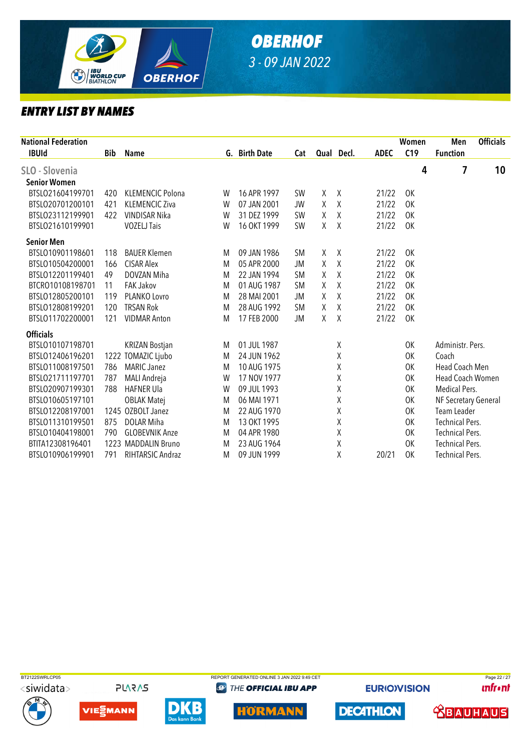# OBERHOF

3 - 09 JAN 2022

## ENTRY LIST BY NAMES

| National Federation IBUId | Bib | Name | G. | Birth Date | Cat | Qual | Decl. | ADEC | C19 | Function |
|---|---|---|---|---|---|---|---|---|---|---|
| **SLO - Slovenia** | | | | | | | | Women 4 | Men 7 | Officials 10 |
| **Senior Women** | | | | | | | | | | |
| BTSLO21604199701 | 420 | KLEMENCIC Polona | W | 16 APR 1997 | SW | X | X | 21/22 | OK | |
| BTSLO20701200101 | 421 | KLEMENCIC Ziva | W | 07 JAN 2001 | JW | X | X | 21/22 | OK | |
| BTSLO23112199901 | 422 | VINDISAR Nika | W | 31 DEZ 1999 | SW | X | X | 21/22 | OK | |
| BTSLO21610199901 | | VOZELJ Tais | W | 16 OKT 1999 | SW | X | X | 21/22 | OK | |
| **Senior Men** | | | | | | | | | | |
| BTSLO10901198601 | 118 | BAUER Klemen | M | 09 JAN 1986 | SM | X | X | 21/22 | OK | |
| BTSLO10504200001 | 166 | CISAR Alex | M | 05 APR 2000 | JM | X | X | 21/22 | OK | |
| BTSLO12201199401 | 49 | DOVZAN Miha | M | 22 JAN 1994 | SM | X | X | 21/22 | OK | |
| BTCRO10108198701 | 11 | FAK Jakov | M | 01 AUG 1987 | SM | X | X | 21/22 | OK | |
| BTSLO12805200101 | 119 | PLANKO Lovro | M | 28 MAI 2001 | JM | X | X | 21/22 | OK | |
| BTSLO12808199201 | 120 | TRSAN Rok | M | 28 AUG 1992 | SM | X | X | 21/22 | OK | |
| BTSLO11702200001 | 121 | VIDMAR Anton | M | 17 FEB 2000 | JM | X | X | 21/22 | OK | |
| **Officials** | | | | | | | | | | |
| BTSLO10107198701 | | KRIZAN Bostjan | M | 01 JUL 1987 | | | X | | OK | Administr. Pers. |
| BTSLO12406196201 | 1222 | TOMAZIC Ljubo | M | 24 JUN 1962 | | | X | | OK | Coach |
| BTSLO11008197501 | 786 | MARIC Janez | M | 10 AUG 1975 | | | X | | OK | Head Coach Men |
| BTSLO21711197701 | 787 | MALI Andreja | W | 17 NOV 1977 | | | X | | OK | Head Coach Women |
| BTSLO20907199301 | 788 | HAFNER Ula | W | 09 JUL 1993 | | | X | | OK | Medical Pers. |
| BTSLO10605197101 | | OBLAK Matej | M | 06 MAI 1971 | | | X | | OK | NF Secretary General |
| BTSLO12208197001 | 1245 | OZBOLT Janez | M | 22 AUG 1970 | | | X | | OK | Team Leader |
| BTSLO11310199501 | 875 | DOLAR Miha | M | 13 OKT 1995 | | | X | | OK | Technical Pers. |
| BTSLO10404198001 | 790 | GLOBEVNIK Anze | M | 04 APR 1980 | | | X | | OK | Technical Pers. |
| BTITA12308196401 | 1223 | MADDALIN Bruno | M | 23 AUG 1964 | | | X | | OK | Technical Pers. |
| BTSLO10906199901 | 791 | RIHTARSIC Andraz | M | 09 JUN 1999 | | | X | 20/21 | OK | Technical Pers. |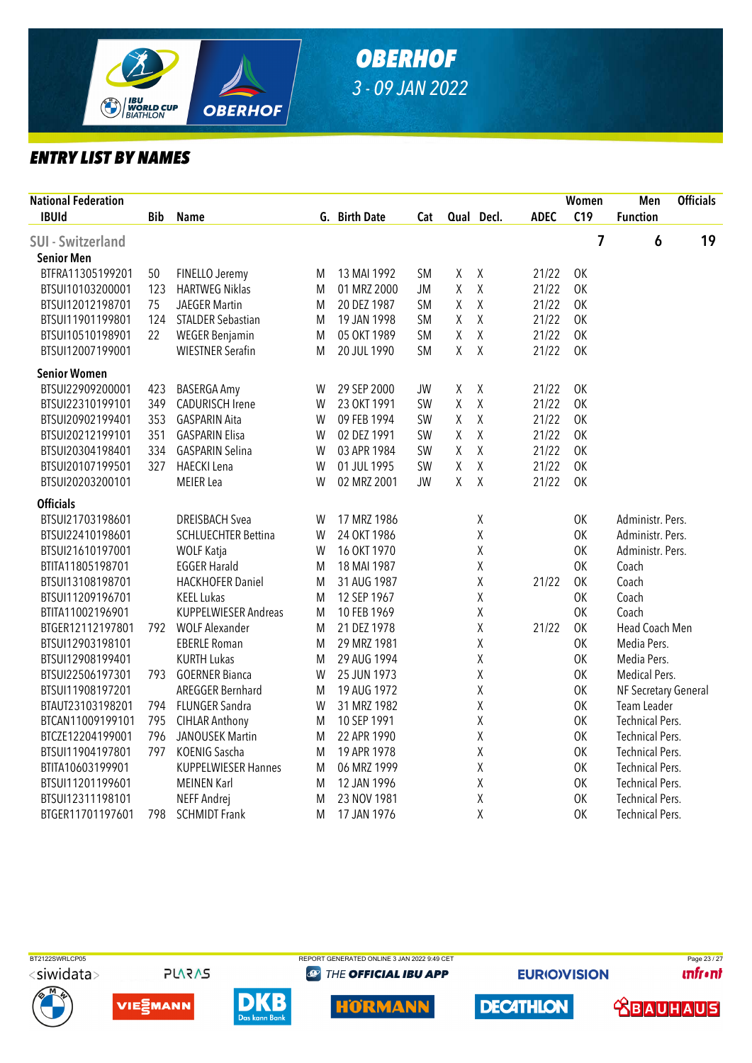# OBERHOF

*3 - 09 JAN 2022*

## ENTRY LIST BY NAMES

| National Federation | | | | | | | | | Women | Men | Officials |
|---|---|---|---|---|---|---|---|---|---|---|---|
| IBUId | Bib | Name | G. | Birth Date | Cat | Qual | Decl. | ADEC | C19 | Function | |
| **SUI - Switzerland** | | | | | | | | | 7 | 6 | 19 |
| **Senior Men** | | | | | | | | | | | |
| BTFRA11305199201 | 50 | FINELLO Jeremy | M | 13 MAI 1992 | SM | X | X | 21/22 | OK | | |
| BTSUI10103200001 | 123 | HARTWEG Niklas | M | 01 MRZ 2000 | JM | X | X | 21/22 | OK | | |
| BTSUI12012198701 | 75 | JAEGER Martin | M | 20 DEZ 1987 | SM | X | X | 21/22 | OK | | |
| BTSUI11901199801 | 124 | STALDER Sebastian | M | 19 JAN 1998 | SM | X | X | 21/22 | OK | | |
| BTSUI10510198901 | 22 | WEGER Benjamin | M | 05 OKT 1989 | SM | X | X | 21/22 | OK | | |
| BTSUI12007199001 | | WIESTNER Serafin | M | 20 JUL 1990 | SM | X | X | 21/22 | OK | | |
| **Senior Women** | | | | | | | | | | | |
| BTSUI22909200001 | 423 | BASERGA Amy | W | 29 SEP 2000 | JW | X | X | 21/22 | OK | | |
| BTSUI22310199101 | 349 | CADURISCH Irene | W | 23 OKT 1991 | SW | X | X | 21/22 | OK | | |
| BTSUI20902199401 | 353 | GASPARIN Aita | W | 09 FEB 1994 | SW | X | X | 21/22 | OK | | |
| BTSUI20212199101 | 351 | GASPARIN Elisa | W | 02 DEZ 1991 | SW | X | X | 21/22 | OK | | |
| BTSUI20304198401 | 334 | GASPARIN Selina | W | 03 APR 1984 | SW | X | X | 21/22 | OK | | |
| BTSUI20107199501 | 327 | HAECKI Lena | W | 01 JUL 1995 | SW | X | X | 21/22 | OK | | |
| BTSUI20203200101 | | MEIER Lea | W | 02 MRZ 2001 | JW | X | X | 21/22 | OK | | |
| **Officials** | | | | | | | | | | | |
| BTSUI21703198601 | | DREISBACH Svea | W | 17 MRZ 1986 | | | X | | OK | Administr. Pers. | |
| BTSUI22410198601 | | SCHLUECHTER Bettina | W | 24 OKT 1986 | | | X | | OK | Administr. Pers. | |
| BTSUI21610197001 | | WOLF Katja | W | 16 OKT 1970 | | | X | | OK | Administr. Pers. | |
| BTITA11805198701 | | EGGER Harald | M | 18 MAI 1987 | | | X | | OK | Coach | |
| BTSUI13108198701 | | HACKHOFER Daniel | M | 31 AUG 1987 | | | X | 21/22 | OK | Coach | |
| BTSUI11209196701 | | KEEL Lukas | M | 12 SEP 1967 | | | X | | OK | Coach | |
| BTITA11002196901 | | KUPPELWIESER Andreas | M | 10 FEB 1969 | | | X | | OK | Coach | |
| BTGER12112197801 | 792 | WOLF Alexander | M | 21 DEZ 1978 | | | X | 21/22 | OK | Head Coach Men | |
| BTSUI12903198101 | | EBERLE Roman | M | 29 MRZ 1981 | | | X | | OK | Media Pers. | |
| BTSUI12908199401 | | KURTH Lukas | M | 29 AUG 1994 | | | X | | OK | Media Pers. | |
| BTSUI22506197301 | 793 | GOERNER Bianca | W | 25 JUN 1973 | | | X | | OK | Medical Pers. | |
| BTSUI11908197201 | | AREGGER Bernhard | M | 19 AUG 1972 | | | X | | OK | NF Secretary General | |
| BTAUT23103198201 | 794 | FLUNGER Sandra | W | 31 MRZ 1982 | | | X | | OK | Team Leader | |
| BTCAN11009199101 | 795 | CIHLAR Anthony | M | 10 SEP 1991 | | | X | | OK | Technical Pers. | |
| BTCZE12204199001 | 796 | JANOUSEK Martin | M | 22 APR 1990 | | | X | | OK | Technical Pers. | |
| BTSUI11904197801 | 797 | KOENIG Sascha | M | 19 APR 1978 | | | X | | OK | Technical Pers. | |
| BTITA10603199901 | | KUPPELWIESER Hannes | M | 06 MRZ 1999 | | | X | | OK | Technical Pers. | |
| BTSUI11201199601 | | MEINEN Karl | M | 12 JAN 1996 | | | X | | OK | Technical Pers. | |
| BTSUI12311198101 | | NEFF Andrej | M | 23 NOV 1981 | | | X | | OK | Technical Pers. | |
| BTGER11701197601 | 798 | SCHMIDT Frank | M | 17 JAN 1976 | | | X | | OK | Technical Pers. | |

BT2122SWRLCP05 REPORT GENERATED ONLINE 3 JAN 2022 9:49 CET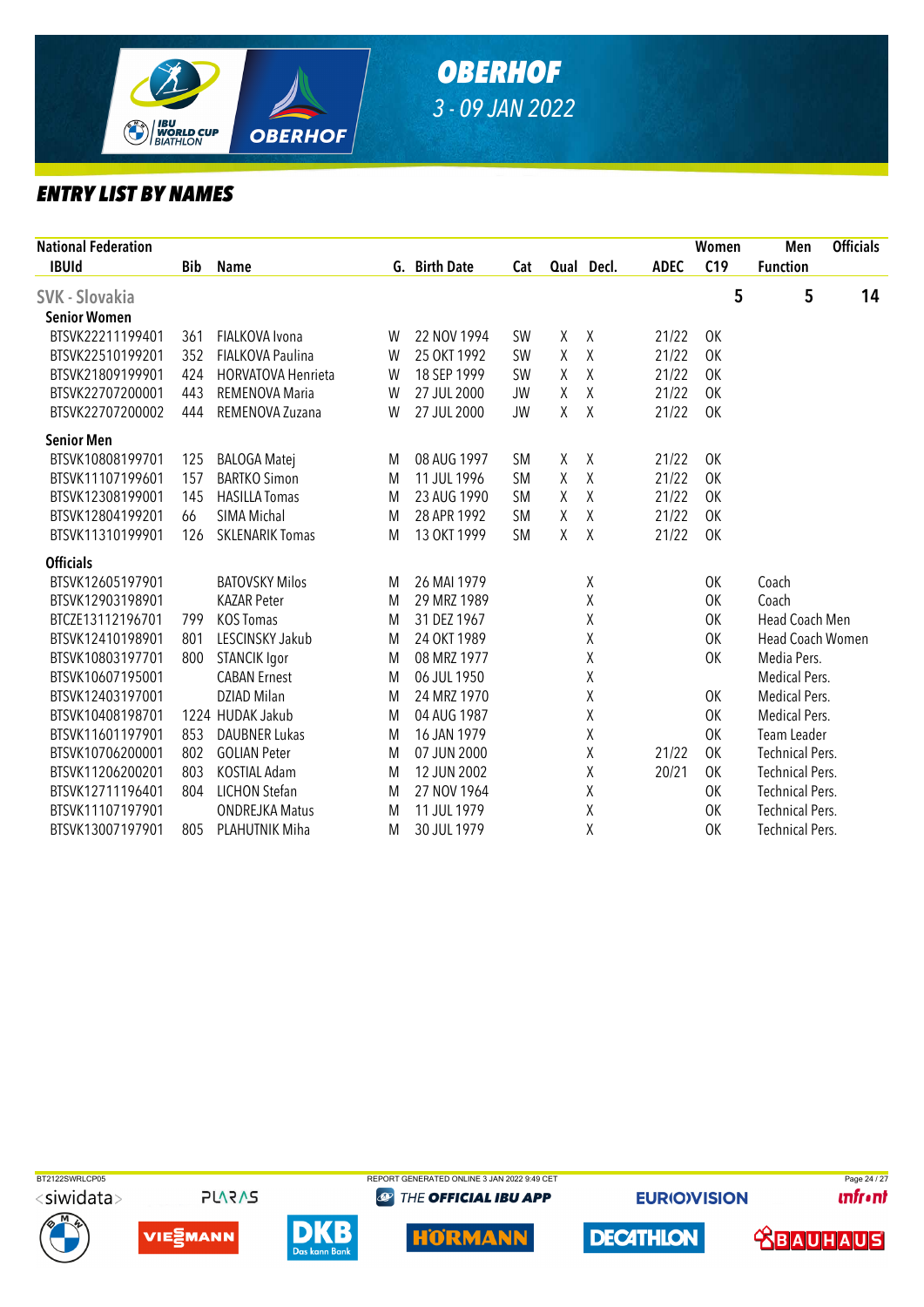# OBERHOF

*3 - 09 JAN 2022*

## ENTRY LIST BY NAMES

| National Federation IBUId | Bib | Name | G. | Birth Date | Cat | Qual | Decl. | ADEC | Women C19 | Men Function | Officials |
|---|---|---|---|---|---|---|---|---|---|---|---|
| **SVK - Slovakia** | | | | | | | | | 5 | 5 | 14 |
| **Senior Women** | | | | | | | | | | | |
| BTSVK22211199401 | 361 | FIALKOVA Ivona | W | 22 NOV 1994 | SW | X | X | 21/22 | OK | | |
| BTSVK22510199201 | 352 | FIALKOVA Paulina | W | 25 OKT 1992 | SW | X | X | 21/22 | OK | | |
| BTSVK21809199901 | 424 | HORVATOVA Henrieta | W | 18 SEP 1999 | SW | X | X | 21/22 | OK | | |
| BTSVK22707200001 | 443 | REMENOVA Maria | W | 27 JUL 2000 | JW | X | X | 21/22 | OK | | |
| BTSVK22707200002 | 444 | REMENOVA Zuzana | W | 27 JUL 2000 | JW | X | X | 21/22 | OK | | |
| **Senior Men** | | | | | | | | | | | |
| BTSVK10808199701 | 125 | BALOGA Matej | M | 08 AUG 1997 | SM | X | X | 21/22 | OK | | |
| BTSVK11107199601 | 157 | BARTKO Simon | M | 11 JUL 1996 | SM | X | X | 21/22 | OK | | |
| BTSVK12308199001 | 145 | HASILLA Tomas | M | 23 AUG 1990 | SM | X | X | 21/22 | OK | | |
| BTSVK12804199201 | 66 | SIMA Michal | M | 28 APR 1992 | SM | X | X | 21/22 | OK | | |
| BTSVK11310199901 | 126 | SKLENARIK Tomas | M | 13 OKT 1999 | SM | X | X | 21/22 | OK | | |
| **Officials** | | | | | | | | | | | |
| BTSVK12605197901 | | BATOVSKY Milos | M | 26 MAI 1979 | | | X | | OK | Coach | |
| BTSVK12903198901 | | KAZAR Peter | M | 29 MRZ 1989 | | | X | | OK | Coach | |
| BTCZE13112196701 | 799 | KOS Tomas | M | 31 DEZ 1967 | | | X | | OK | Head Coach Men | |
| BTSVK12410198901 | 801 | LESCINSKY Jakub | M | 24 OKT 1989 | | | X | | OK | Head Coach Women | |
| BTSVK10803197701 | 800 | STANCIK Igor | M | 08 MRZ 1977 | | | X | | OK | Media Pers. | |
| BTSVK10607195001 | | CABAN Ernest | M | 06 JUL 1950 | | | X | | | Medical Pers. | |
| BTSVK12403197001 | | DZIAD Milan | M | 24 MRZ 1970 | | | X | | OK | Medical Pers. | |
| BTSVK10408198701 | 1224 | HUDAK Jakub | M | 04 AUG 1987 | | | X | | OK | Medical Pers. | |
| BTSVK11601197901 | 853 | DAUBNER Lukas | M | 16 JAN 1979 | | | X | | OK | Team Leader | |
| BTSVK10706200001 | 802 | GOLIAN Peter | M | 07 JUN 2000 | | | X | 21/22 | OK | Technical Pers. | |
| BTSVK11206200201 | 803 | KOSTIAL Adam | M | 12 JUN 2002 | | | X | 20/21 | OK | Technical Pers. | |
| BTSVK12711196401 | 804 | LICHON Stefan | M | 27 NOV 1964 | | | X | | OK | Technical Pers. | |
| BTSVK11107197901 | | ONDREJKA Matus | M | 11 JUL 1979 | | | X | | OK | Technical Pers. | |
| BTSVK13007197901 | 805 | PLAHUTNIK Miha | M | 30 JUL 1979 | | | X | | OK | Technical Pers. | |

BT2122SWRLCP05 REPORT GENERATED ONLINE 3 JAN 2022 9:49 CET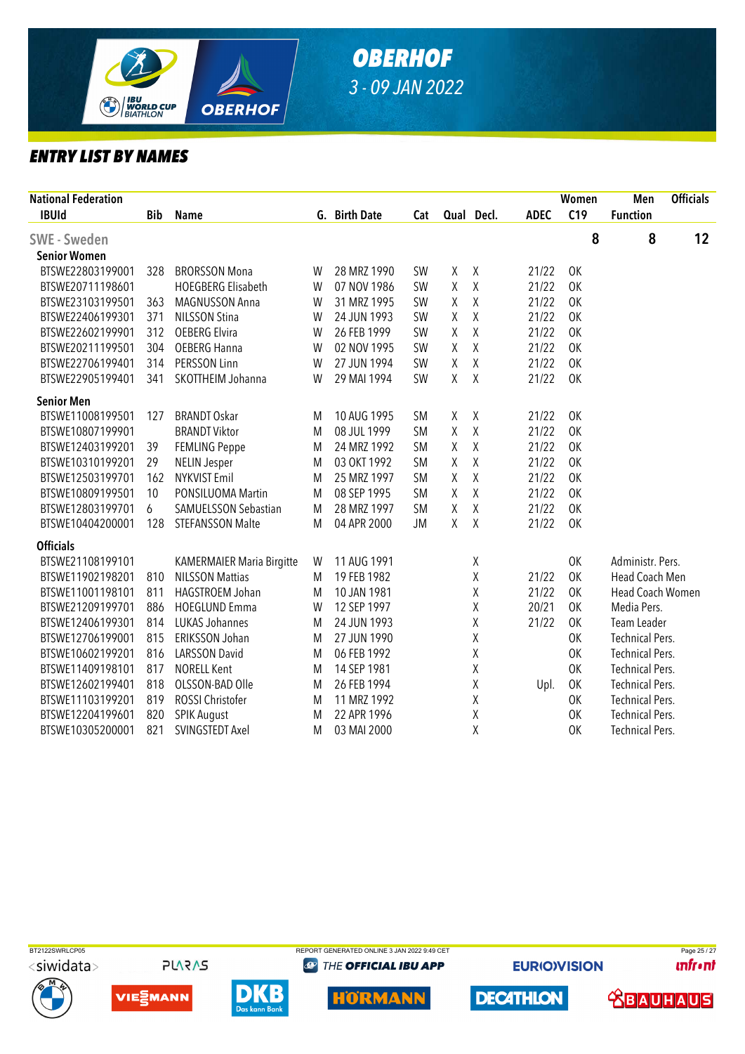# OBERHOF

*3 - 09 JAN 2022*

## ENTRY LIST BY NAMES

| National Federation IBUId | Bib | Name | G. | Birth Date | Cat | Qual | Decl. | ADEC | Women C19 | Men Function | Officials |
|---|---|---|---|---|---|---|---|---|---|---|---|
| **SWE - Sweden** | | | | | | | | | 8 | 8 | 12 |
| **Senior Women** | | | | | | | | | | | |
| BTSWE22803199001 | 328 | BRORSSON Mona | W | 28 MRZ 1990 | SW | X | X | 21/22 | OK | | |
| BTSWE20711198601 | | HOEGBERG Elisabeth | W | 07 NOV 1986 | SW | X | X | 21/22 | OK | | |
| BTSWE23103199501 | 363 | MAGNUSSON Anna | W | 31 MRZ 1995 | SW | X | X | 21/22 | OK | | |
| BTSWE22406199301 | 371 | NILSSON Stina | W | 24 JUN 1993 | SW | X | X | 21/22 | OK | | |
| BTSWE22602199901 | 312 | OEBERG Elvira | W | 26 FEB 1999 | SW | X | X | 21/22 | OK | | |
| BTSWE20211199501 | 304 | OEBERG Hanna | W | 02 NOV 1995 | SW | X | X | 21/22 | OK | | |
| BTSWE22706199401 | 314 | PERSSON Linn | W | 27 JUN 1994 | SW | X | X | 21/22 | OK | | |
| BTSWE22905199401 | 341 | SKOTTHEIM Johanna | W | 29 MAI 1994 | SW | X | X | 21/22 | OK | | |
| **Senior Men** | | | | | | | | | | | |
| BTSWE11008199501 | 127 | BRANDT Oskar | M | 10 AUG 1995 | SM | X | X | 21/22 | OK | | |
| BTSWE10807199901 | | BRANDT Viktor | M | 08 JUL 1999 | SM | X | X | 21/22 | OK | | |
| BTSWE12403199201 | 39 | FEMLING Peppe | M | 24 MRZ 1992 | SM | X | X | 21/22 | OK | | |
| BTSWE10310199201 | 29 | NELIN Jesper | M | 03 OKT 1992 | SM | X | X | 21/22 | OK | | |
| BTSWE12503199701 | 162 | NYKVIST Emil | M | 25 MRZ 1997 | SM | X | X | 21/22 | OK | | |
| BTSWE10809199501 | 10 | PONSILUOMA Martin | M | 08 SEP 1995 | SM | X | X | 21/22 | OK | | |
| BTSWE12803199701 | 6 | SAMUELSSON Sebastian | M | 28 MRZ 1997 | SM | X | X | 21/22 | OK | | |
| BTSWE10404200001 | 128 | STEFANSSON Malte | M | 04 APR 2000 | JM | X | X | 21/22 | OK | | |
| **Officials** | | | | | | | | | | | |
| BTSWE21108199101 | | KAMERMAIER Maria Birgitte | W | 11 AUG 1991 | | | X | | OK | Administr. Pers. | |
| BTSWE11902198201 | 810 | NILSSON Mattias | M | 19 FEB 1982 | | | X | 21/22 | OK | Head Coach Men | |
| BTSWE11001198101 | 811 | HAGSTROEM Johan | M | 10 JAN 1981 | | | X | 21/22 | OK | Head Coach Women | |
| BTSWE21209199701 | 886 | HOEGLUND Emma | W | 12 SEP 1997 | | | X | 20/21 | OK | Media Pers. | |
| BTSWE12406199301 | 814 | LUKAS Johannes | M | 24 JUN 1993 | | | X | 21/22 | OK | Team Leader | |
| BTSWE12706199001 | 815 | ERIKSSON Johan | M | 27 JUN 1990 | | | X | | OK | Technical Pers. | |
| BTSWE10602199201 | 816 | LARSSON David | M | 06 FEB 1992 | | | X | | OK | Technical Pers. | |
| BTSWE11409198101 | 817 | NORELL Kent | M | 14 SEP 1981 | | | X | | OK | Technical Pers. | |
| BTSWE12602199401 | 818 | OLSSON-BAD Olle | M | 26 FEB 1994 | | | X | Upl. | OK | Technical Pers. | |
| BTSWE11103199201 | 819 | ROSSI Christofer | M | 11 MRZ 1992 | | | X | | OK | Technical Pers. | |
| BTSWE12204199601 | 820 | SPIK August | M | 22 APR 1996 | | | X | | OK | Technical Pers. | |
| BTSWE10305200001 | 821 | SVINGSTEDT Axel | M | 03 MAI 2000 | | | X | | OK | Technical Pers. | |

BT2122SWRLCP05 REPORT GENERATED ONLINE 3 JAN 2022 9:49 CET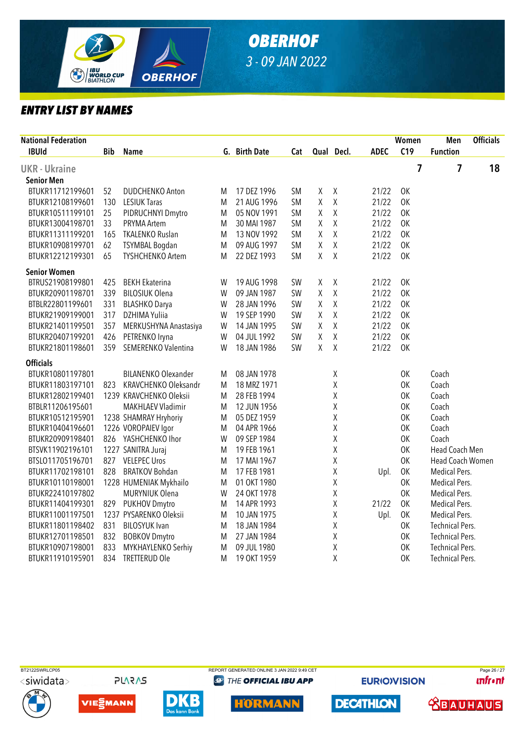# OBERHOF

3 - 09 JAN 2022

## ENTRY LIST BY NAMES

| National Federation | | | | | | | | | Women | Men | Officials |
|---|---|---|---|---|---|---|---|---|---|---|---|
| IBUId | Bib | Name | G. | Birth Date | Cat | Qual | Decl. | ADEC | C19 | Function | |
| **UKR - Ukraine** | | | | | | | | | 7 | 7 | 18 |
| **Senior Men** | | | | | | | | | | | |
| BTUKR11712199601 | 52 | DUDCHENKO Anton | M | 17 DEZ 1996 | SM | X | X | 21/22 | OK | | |
| BTUKR12108199601 | 130 | LESIUK Taras | M | 21 AUG 1996 | SM | X | X | 21/22 | OK | | |
| BTUKR10511199101 | 25 | PIDRUCHNYI Dmytro | M | 05 NOV 1991 | SM | X | X | 21/22 | OK | | |
| BTUKR13004198701 | 33 | PRYMA Artem | M | 30 MAI 1987 | SM | X | X | 21/22 | OK | | |
| BTUKR11311199201 | 165 | TKALENKO Ruslan | M | 13 NOV 1992 | SM | X | X | 21/22 | OK | | |
| BTUKR10908199701 | 62 | TSYMBAL Bogdan | M | 09 AUG 1997 | SM | X | X | 21/22 | OK | | |
| BTUKR12212199301 | 65 | TYSHCHENKO Artem | M | 22 DEZ 1993 | SM | X | X | 21/22 | OK | | |
| **Senior Women** | | | | | | | | | | | |
| BTRUS21908199801 | 425 | BEKH Ekaterina | W | 19 AUG 1998 | SW | X | X | 21/22 | OK | | |
| BTUKR20901198701 | 339 | BILOSIUK Olena | W | 09 JAN 1987 | SW | X | X | 21/22 | OK | | |
| BTBLR22801199601 | 331 | BLASHKO Darya | W | 28 JAN 1996 | SW | X | X | 21/22 | OK | | |
| BTUKR21909199001 | 317 | DZHIMA Yuliia | W | 19 SEP 1990 | SW | X | X | 21/22 | OK | | |
| BTUKR21401199501 | 357 | MERKUSHYNA Anastasiya | W | 14 JAN 1995 | SW | X | X | 21/22 | OK | | |
| BTUKR20407199201 | 426 | PETRENKO Iryna | W | 04 JUL 1992 | SW | X | X | 21/22 | OK | | |
| BTUKR21801198601 | 359 | SEMERENKO Valentina | W | 18 JAN 1986 | SW | X | X | 21/22 | OK | | |
| **Officials** | | | | | | | | | | | |
| BTUKR10801197801 | | BILANENKO Olexander | M | 08 JAN 1978 | | | X | | OK | Coach | |
| BTUKR11803197101 | 823 | KRAVCHENKO Oleksandr | M | 18 MRZ 1971 | | | X | | OK | Coach | |
| BTUKR12802199401 | 1239 | KRAVCHENKO Oleksii | M | 28 FEB 1994 | | | X | | OK | Coach | |
| BTBLR11206195601 | | MAKHLAEV Vladimir | M | 12 JUN 1956 | | | X | | OK | Coach | |
| BTUKR10512195901 | 1238 | SHAMRAY Hryhoriy | M | 05 DEZ 1959 | | | X | | OK | Coach | |
| BTUKR10404196601 | 1226 | VOROPAIEV Igor | M | 04 APR 1966 | | | X | | OK | Coach | |
| BTUKR20909198401 | 826 | YASHCHENKO Ihor | W | 09 SEP 1984 | | | X | | OK | Coach | |
| BTSVK11902196101 | 1227 | SANITRA Juraj | M | 19 FEB 1961 | | | X | | OK | Head Coach Men | |
| BTSLO11705196701 | 827 | VELEPEC Uros | M | 17 MAI 1967 | | | X | | OK | Head Coach Women | |
| BTUKR11702198101 | 828 | BRATKOV Bohdan | M | 17 FEB 1981 | | | X | Upl. | OK | Medical Pers. | |
| BTUKR10110198001 | 1228 | HUMENIAK Mykhailo | M | 01 OKT 1980 | | | X | | OK | Medical Pers. | |
| BTUKR22410197802 | | MURYNIUK Olena | W | 24 OKT 1978 | | | X | | OK | Medical Pers. | |
| BTUKR11404199301 | 829 | PUKHOV Dmytro | M | 14 APR 1993 | | | X | 21/22 | OK | Medical Pers. | |
| BTUKR11001197501 | 1237 | PYSARENKO Oleksii | M | 10 JAN 1975 | | | X | Upl. | OK | Medical Pers. | |
| BTUKR11801198402 | 831 | BILOSYUK Ivan | M | 18 JAN 1984 | | | X | | OK | Technical Pers. | |
| BTUKR12701198501 | 832 | BOBKOV Dmytro | M | 27 JAN 1984 | | | X | | OK | Technical Pers. | |
| BTUKR10907198001 | 833 | MYKHAYLENKO Serhiy | M | 09 JUL 1980 | | | X | | OK | Technical Pers. | |
| BTUKR11910195901 | 834 | TRETTERUD Ole | M | 19 OKT 1959 | | | X | | OK | Technical Pers. | |

BT2122SWRLCP05 REPORT GENERATED ONLINE 3 JAN 2022 9:49 CET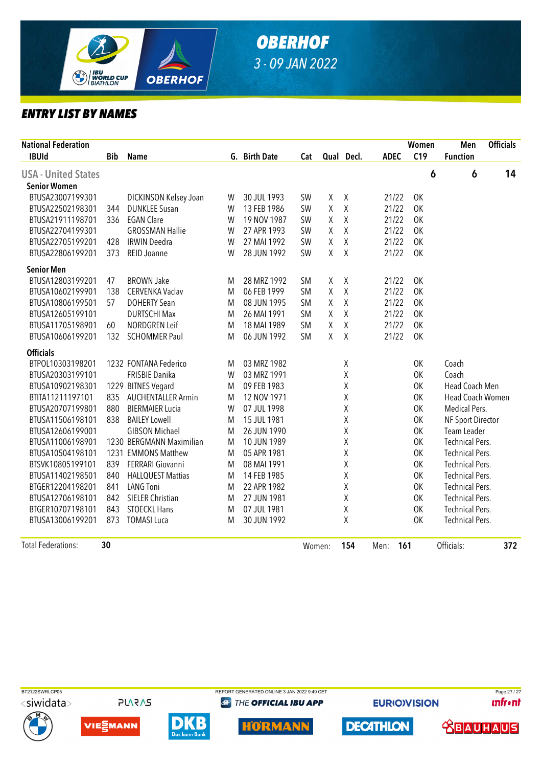# OBERHOF

3 - 09 JAN 2022

## ENTRY LIST BY NAMES

| National Federation IBUId | Bib | Name | G. | Birth Date | Cat | Qual | Decl. | ADEC | Women C19 | Men Function | Officials |
|---|---|---|---|---|---|---|---|---|---|---|---|
| **USA - United States** | | | | | | | | | 6 | 6 | 14 |
| **Senior Women** | | | | | | | | | | | |
| BTUSA23007199301 | | DICKINSON Kelsey Joan | W | 30 JUL 1993 | SW | X | X | 21/22 | OK | | |
| BTUSA22502198301 | 344 | DUNKLEE Susan | W | 13 FEB 1986 | SW | X | X | 21/22 | OK | | |
| BTUSA21911198701 | 336 | EGAN Clare | W | 19 NOV 1987 | SW | X | X | 21/22 | OK | | |
| BTUSA22704199301 | | GROSSMAN Hallie | W | 27 APR 1993 | SW | X | X | 21/22 | OK | | |
| BTUSA22705199201 | 428 | IRWIN Deedra | W | 27 MAI 1992 | SW | X | X | 21/22 | OK | | |
| BTUSA22806199201 | 373 | REID Joanne | W | 28 JUN 1992 | SW | X | X | 21/22 | OK | | |
| **Senior Men** | | | | | | | | | | | |
| BTUSA12803199201 | 47 | BROWN Jake | M | 28 MRZ 1992 | SM | X | X | 21/22 | OK | | |
| BTUSA10602199901 | 138 | CERVENKA Vaclav | M | 06 FEB 1999 | SM | X | X | 21/22 | OK | | |
| BTUSA10806199501 | 57 | DOHERTY Sean | M | 08 JUN 1995 | SM | X | X | 21/22 | OK | | |
| BTUSA12605199101 | | DURTSCHI Max | M | 26 MAI 1991 | SM | X | X | 21/22 | OK | | |
| BTUSA11705198901 | 60 | NORDGREN Leif | M | 18 MAI 1989 | SM | X | X | 21/22 | OK | | |
| BTUSA10606199201 | 132 | SCHOMMER Paul | M | 06 JUN 1992 | SM | X | X | 21/22 | OK | | |
| **Officials** | | | | | | | | | | | |
| BTPOL10303198201 | 1232 | FONTANA Federico | M | 03 MRZ 1982 | | | X | | OK | Coach | |
| BTUSA20303199101 | | FRISBIE Danika | W | 03 MRZ 1991 | | | X | | OK | Coach | |
| BTUSA10902198301 | 1229 | BITNES Vegard | M | 09 FEB 1983 | | | X | | OK | Head Coach Men | |
| BTITA11211197101 | 835 | AUCHENTALLER Armin | M | 12 NOV 1971 | | | X | | OK | Head Coach Women | |
| BTUSA20707199801 | 880 | BIERMAIER Lucia | W | 07 JUL 1998 | | | X | | OK | Medical Pers. | |
| BTUSA11506198101 | 838 | BAILEY Lowell | M | 15 JUL 1981 | | | X | | OK | NF Sport Director | |
| BTUSA12606199001 | | GIBSON Michael | M | 26 JUN 1990 | | | X | | OK | Team Leader | |
| BTUSA11006198901 | 1230 | BERGMANN Maximilian | M | 10 JUN 1989 | | | X | | OK | Technical Pers. | |
| BTUSA10504198101 | 1231 | EMMONS Matthew | M | 05 APR 1981 | | | X | | OK | Technical Pers. | |
| BTSVK10805199101 | 839 | FERRARI Giovanni | M | 08 MAI 1991 | | | X | | OK | Technical Pers. | |
| BTUSA11402198501 | 840 | HALLQUEST Mattias | M | 14 FEB 1985 | | | X | | OK | Technical Pers. | |
| BTGER12204198201 | 841 | LANG Toni | M | 22 APR 1982 | | | X | | OK | Technical Pers. | |
| BTUSA12706198101 | 842 | SIELER Christian | M | 27 JUN 1981 | | | X | | OK | Technical Pers. | |
| BTGER10707198101 | 843 | STOECKL Hans | M | 07 JUL 1981 | | | X | | OK | Technical Pers. | |
| BTUSA13006199201 | 873 | TOMASI Luca | M | 30 JUN 1992 | | | X | | OK | Technical Pers. | |

Total Federations: **30** Women: **154** Men: **161** Officials: **372**